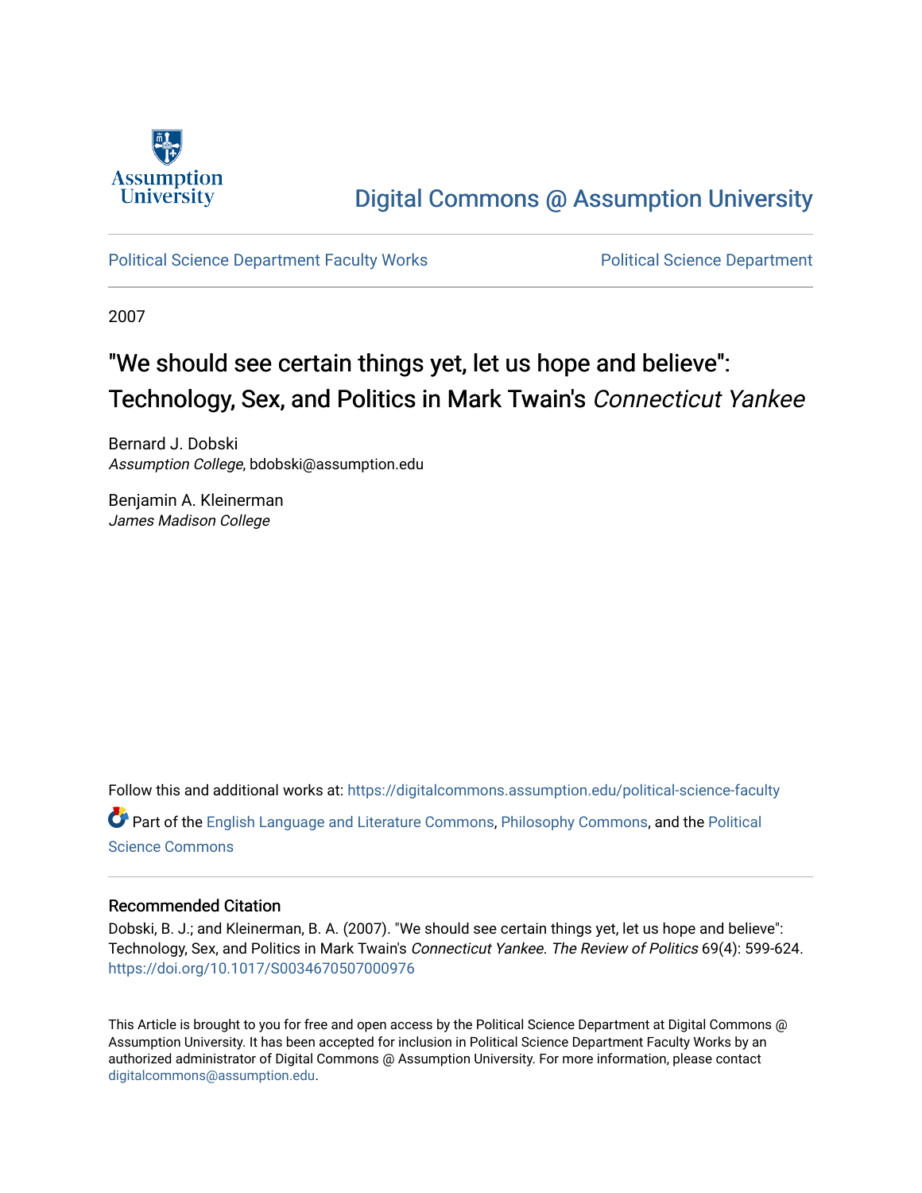Digital Commons @ Assumption University

Political Science Department Faculty Works

Political Science Department

2007

# "We should see certain things yet, let us hope and believe": Technology, Sex, and Politics in Mark Twain's *Connecticut Yankee*

Bernard J. Dobski
*Assumption College*, bdobski@assumption.edu

Benjamin A. Kleinerman
*James Madison College*

Follow this and additional works at: https://digitalcommons.assumption.edu/political-science-faculty

Part of the English Language and Literature Commons, Philosophy Commons, and the Political Science Commons

## Recommended Citation

Dobski, B. J.; and Kleinerman, B. A. (2007). "We should see certain things yet, let us hope and believe": Technology, Sex, and Politics in Mark Twain's *Connecticut Yankee. The Review of Politics* 69(4): 599-624. https://doi.org/10.1017/S0034670507000976

This Article is brought to you for free and open access by the Political Science Department at Digital Commons @ Assumption University. It has been accepted for inclusion in Political Science Department Faculty Works by an authorized administrator of Digital Commons @ Assumption University. For more information, please contact digitalcommons@assumption.edu.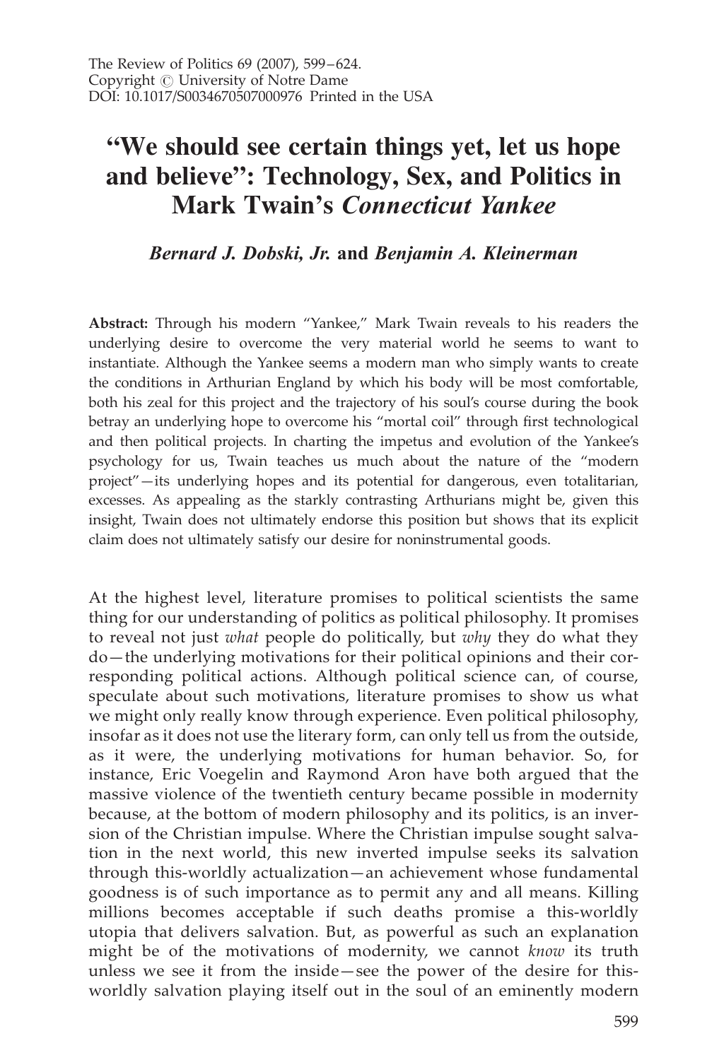# "We should see certain things yet, let us hope and believe": Technology, Sex, and Politics in Mark Twain's *Connecticut Yankee*

***Bernard J. Dobski, Jr.* and *Benjamin A. Kleinerman***

**Abstract:** Through his modern "Yankee," Mark Twain reveals to his readers the underlying desire to overcome the very material world he seems to want to instantiate. Although the Yankee seems a modern man who simply wants to create the conditions in Arthurian England by which his body will be most comfortable, both his zeal for this project and the trajectory of his soul's course during the book betray an underlying hope to overcome his "mortal coil" through first technological and then political projects. In charting the impetus and evolution of the Yankee's psychology for us, Twain teaches us much about the nature of the "modern project"—its underlying hopes and its potential for dangerous, even totalitarian, excesses. As appealing as the starkly contrasting Arthurians might be, given this insight, Twain does not ultimately endorse this position but shows that its explicit claim does not ultimately satisfy our desire for noninstrumental goods.

At the highest level, literature promises to political scientists the same thing for our understanding of politics as political philosophy. It promises to reveal not just *what* people do politically, but *why* they do what they do—the underlying motivations for their political opinions and their corresponding political actions. Although political science can, of course, speculate about such motivations, literature promises to show us what we might only really know through experience. Even political philosophy, insofar as it does not use the literary form, can only tell us from the outside, as it were, the underlying motivations for human behavior. So, for instance, Eric Voegelin and Raymond Aron have both argued that the massive violence of the twentieth century became possible in modernity because, at the bottom of modern philosophy and its politics, is an inversion of the Christian impulse. Where the Christian impulse sought salvation in the next world, this new inverted impulse seeks its salvation through this-worldly actualization—an achievement whose fundamental goodness is of such importance as to permit any and all means. Killing millions becomes acceptable if such deaths promise a this-worldly utopia that delivers salvation. But, as powerful as such an explanation might be of the motivations of modernity, we cannot *know* its truth unless we see it from the inside—see the power of the desire for this-worldly salvation playing itself out in the soul of an eminently modern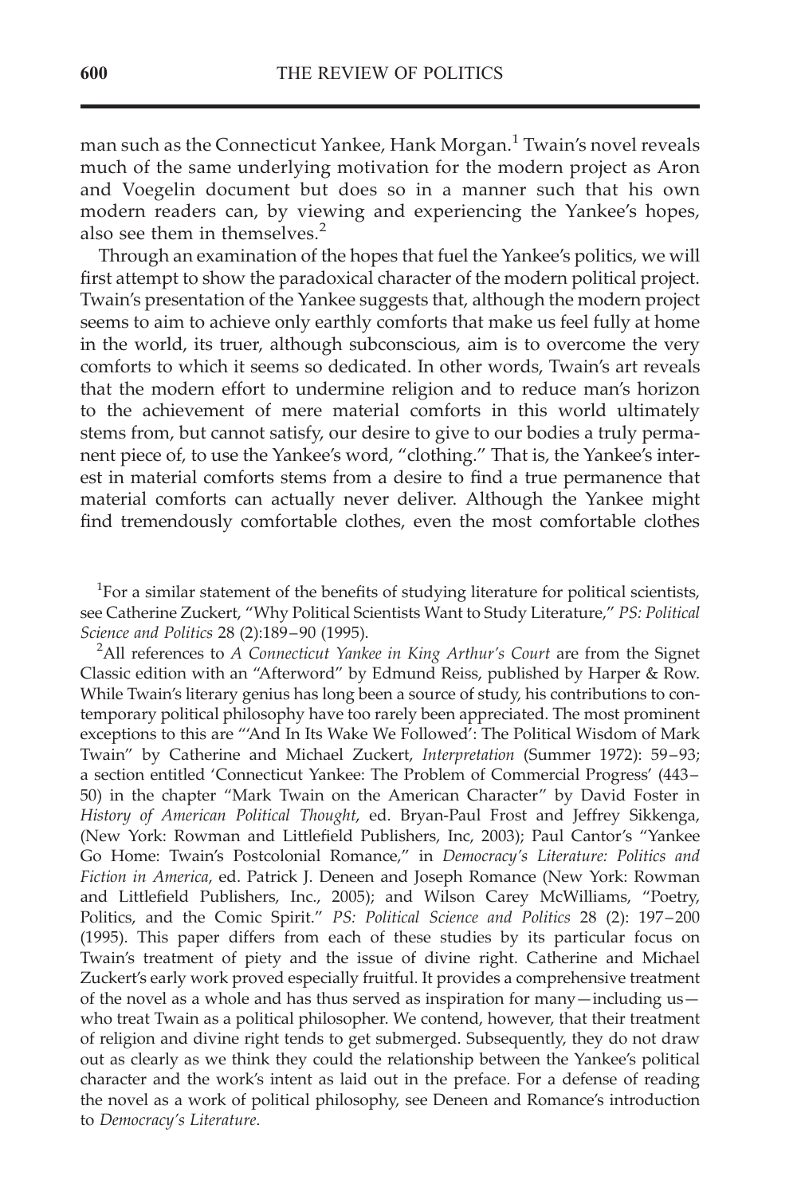man such as the Connecticut Yankee, Hank Morgan.[1] Twain's novel reveals much of the same underlying motivation for the modern project as Aron and Voegelin document but does so in a manner such that his own modern readers can, by viewing and experiencing the Yankee's hopes, also see them in themselves.[2]

Through an examination of the hopes that fuel the Yankee's politics, we will first attempt to show the paradoxical character of the modern political project. Twain's presentation of the Yankee suggests that, although the modern project seems to aim to achieve only earthly comforts that make us feel fully at home in the world, its truer, although subconscious, aim is to overcome the very comforts to which it seems so dedicated. In other words, Twain's art reveals that the modern effort to undermine religion and to reduce man's horizon to the achievement of mere material comforts in this world ultimately stems from, but cannot satisfy, our desire to give to our bodies a truly permanent piece of, to use the Yankee's word, "clothing." That is, the Yankee's interest in material comforts stems from a desire to find a true permanence that material comforts can actually never deliver. Although the Yankee might find tremendously comfortable clothes, even the most comfortable clothes

[1]For a similar statement of the benefits of studying literature for political scientists, see Catherine Zuckert, "Why Political Scientists Want to Study Literature," *PS: Political Science and Politics* 28 (2):189–90 (1995).

[2]All references to *A Connecticut Yankee in King Arthur's Court* are from the Signet Classic edition with an "Afterword" by Edmund Reiss, published by Harper & Row. While Twain's literary genius has long been a source of study, his contributions to contemporary political philosophy have too rarely been appreciated. The most prominent exceptions to this are "'And In Its Wake We Followed': The Political Wisdom of Mark Twain" by Catherine and Michael Zuckert, *Interpretation* (Summer 1972): 59–93; a section entitled 'Connecticut Yankee: The Problem of Commercial Progress' (443–50) in the chapter "Mark Twain on the American Character" by David Foster in *History of American Political Thought*, ed. Bryan-Paul Frost and Jeffrey Sikkenga, (New York: Rowman and Littlefield Publishers, Inc, 2003); Paul Cantor's "Yankee Go Home: Twain's Postcolonial Romance," in *Democracy's Literature: Politics and Fiction in America*, ed. Patrick J. Deneen and Joseph Romance (New York: Rowman and Littlefield Publishers, Inc., 2005); and Wilson Carey McWilliams, "Poetry, Politics, and the Comic Spirit." *PS: Political Science and Politics* 28 (2): 197–200 (1995). This paper differs from each of these studies by its particular focus on Twain's treatment of piety and the issue of divine right. Catherine and Michael Zuckert's early work proved especially fruitful. It provides a comprehensive treatment of the novel as a whole and has thus served as inspiration for many—including us—who treat Twain as a political philosopher. We contend, however, that their treatment of religion and divine right tends to get submerged. Subsequently, they do not draw out as clearly as we think they could the relationship between the Yankee's political character and the work's intent as laid out in the preface. For a defense of reading the novel as a work of political philosophy, see Deneen and Romance's introduction to *Democracy's Literature*.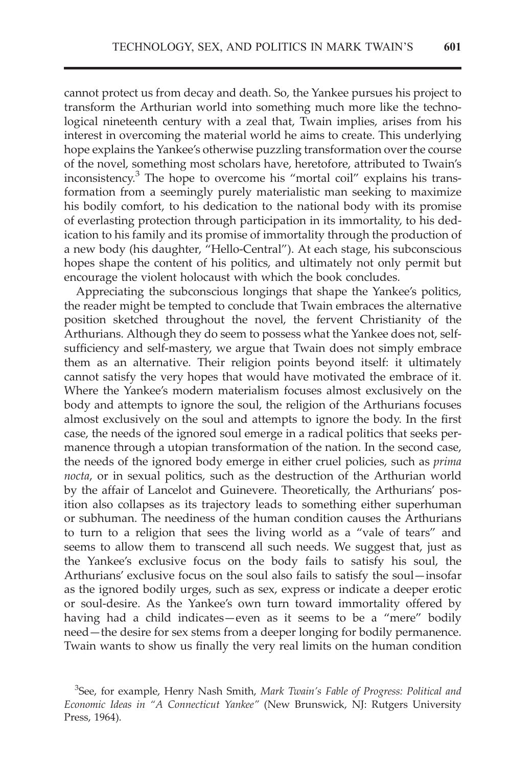cannot protect us from decay and death. So, the Yankee pursues his project to transform the Arthurian world into something much more like the technological nineteenth century with a zeal that, Twain implies, arises from his interest in overcoming the material world he aims to create. This underlying hope explains the Yankee's otherwise puzzling transformation over the course of the novel, something most scholars have, heretofore, attributed to Twain's inconsistency.[3] The hope to overcome his "mortal coil" explains his transformation from a seemingly purely materialistic man seeking to maximize his bodily comfort, to his dedication to the national body with its promise of everlasting protection through participation in its immortality, to his dedication to his family and its promise of immortality through the production of a new body (his daughter, "Hello-Central"). At each stage, his subconscious hopes shape the content of his politics, and ultimately not only permit but encourage the violent holocaust with which the book concludes.

Appreciating the subconscious longings that shape the Yankee's politics, the reader might be tempted to conclude that Twain embraces the alternative position sketched throughout the novel, the fervent Christianity of the Arthurians. Although they do seem to possess what the Yankee does not, self-sufficiency and self-mastery, we argue that Twain does not simply embrace them as an alternative. Their religion points beyond itself: it ultimately cannot satisfy the very hopes that would have motivated the embrace of it. Where the Yankee's modern materialism focuses almost exclusively on the body and attempts to ignore the soul, the religion of the Arthurians focuses almost exclusively on the soul and attempts to ignore the body. In the first case, the needs of the ignored soul emerge in a radical politics that seeks permanence through a utopian transformation of the nation. In the second case, the needs of the ignored body emerge in either cruel policies, such as *prima nocta*, or in sexual politics, such as the destruction of the Arthurian world by the affair of Lancelot and Guinevere. Theoretically, the Arthurians' position also collapses as its trajectory leads to something either superhuman or subhuman. The neediness of the human condition causes the Arthurians to turn to a religion that sees the living world as a "vale of tears" and seems to allow them to transcend all such needs. We suggest that, just as the Yankee's exclusive focus on the body fails to satisfy his soul, the Arthurians' exclusive focus on the soul also fails to satisfy the soul—insofar as the ignored bodily urges, such as sex, express or indicate a deeper erotic or soul-desire. As the Yankee's own turn toward immortality offered by having had a child indicates—even as it seems to be a "mere" bodily need—the desire for sex stems from a deeper longing for bodily permanence. Twain wants to show us finally the very real limits on the human condition

[3]See, for example, Henry Nash Smith, *Mark Twain's Fable of Progress: Political and Economic Ideas in "A Connecticut Yankee"* (New Brunswick, NJ: Rutgers University Press, 1964).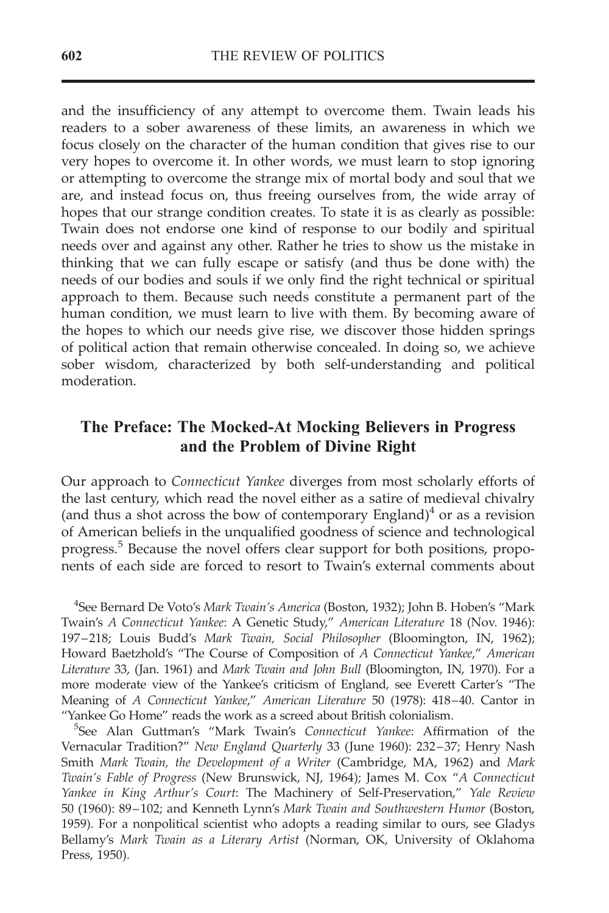and the insufficiency of any attempt to overcome them. Twain leads his readers to a sober awareness of these limits, an awareness in which we focus closely on the character of the human condition that gives rise to our very hopes to overcome it. In other words, we must learn to stop ignoring or attempting to overcome the strange mix of mortal body and soul that we are, and instead focus on, thus freeing ourselves from, the wide array of hopes that our strange condition creates. To state it is as clearly as possible: Twain does not endorse one kind of response to our bodily and spiritual needs over and against any other. Rather he tries to show us the mistake in thinking that we can fully escape or satisfy (and thus be done with) the needs of our bodies and souls if we only find the right technical or spiritual approach to them. Because such needs constitute a permanent part of the human condition, we must learn to live with them. By becoming aware of the hopes to which our needs give rise, we discover those hidden springs of political action that remain otherwise concealed. In doing so, we achieve sober wisdom, characterized by both self-understanding and political moderation.

## The Preface: The Mocked-At Mocking Believers in Progress and the Problem of Divine Right

Our approach to *Connecticut Yankee* diverges from most scholarly efforts of the last century, which read the novel either as a satire of medieval chivalry (and thus a shot across the bow of contemporary England)[4] or as a revision of American beliefs in the unqualified goodness of science and technological progress.[5] Because the novel offers clear support for both positions, proponents of each side are forced to resort to Twain's external comments about

[4]See Bernard De Voto's *Mark Twain's America* (Boston, 1932); John B. Hoben's "Mark Twain's *A Connecticut Yankee*: A Genetic Study," *American Literature* 18 (Nov. 1946): 197–218; Louis Budd's *Mark Twain, Social Philosopher* (Bloomington, IN, 1962); Howard Baetzhold's "The Course of Composition of *A Connecticut Yankee*," *American Literature* 33, (Jan. 1961) and *Mark Twain and John Bull* (Bloomington, IN, 1970). For a more moderate view of the Yankee's criticism of England, see Everett Carter's "The Meaning of *A Connecticut Yankee*," *American Literature* 50 (1978): 418–40. Cantor in "Yankee Go Home" reads the work as a screed about British colonialism.

[5]See Alan Guttman's "Mark Twain's *Connecticut Yankee*: Affirmation of the Vernacular Tradition?" *New England Quarterly* 33 (June 1960): 232–37; Henry Nash Smith *Mark Twain, the Development of a Writer* (Cambridge, MA, 1962) and *Mark Twain's Fable of Progress* (New Brunswick, NJ, 1964); James M. Cox "*A Connecticut Yankee in King Arthur's Court*: The Machinery of Self-Preservation," *Yale Review* 50 (1960): 89–102; and Kenneth Lynn's *Mark Twain and Southwestern Humor* (Boston, 1959). For a nonpolitical scientist who adopts a reading similar to ours, see Gladys Bellamy's *Mark Twain as a Literary Artist* (Norman, OK, University of Oklahoma Press, 1950).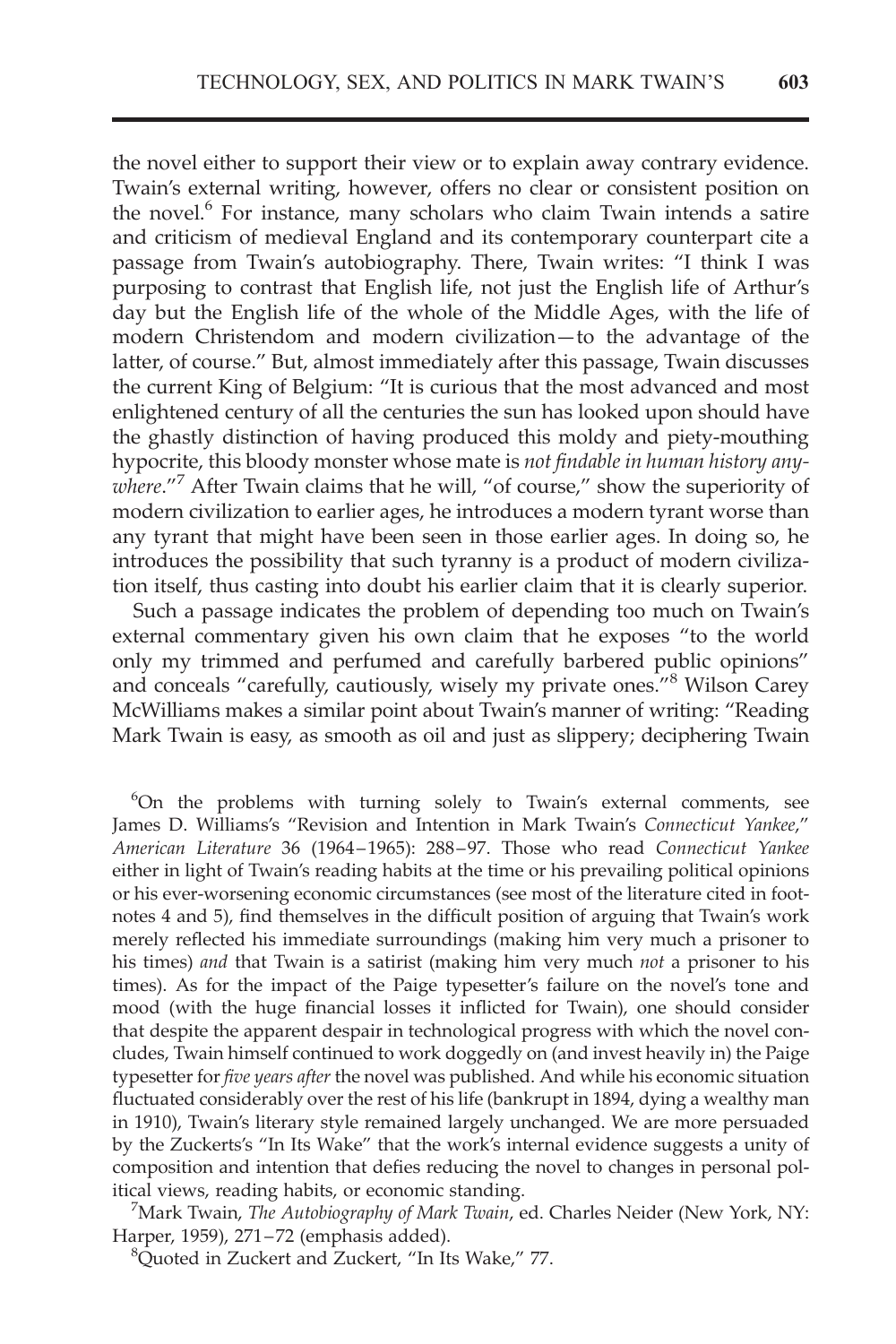the novel either to support their view or to explain away contrary evidence. Twain's external writing, however, offers no clear or consistent position on the novel.[6] For instance, many scholars who claim Twain intends a satire and criticism of medieval England and its contemporary counterpart cite a passage from Twain's autobiography. There, Twain writes: "I think I was purposing to contrast that English life, not just the English life of Arthur's day but the English life of the whole of the Middle Ages, with the life of modern Christendom and modern civilization—to the advantage of the latter, of course." But, almost immediately after this passage, Twain discusses the current King of Belgium: "It is curious that the most advanced and most enlightened century of all the centuries the sun has looked upon should have the ghastly distinction of having produced this moldy and piety-mouthing hypocrite, this bloody monster whose mate is *not findable in human history anywhere*."[7] After Twain claims that he will, "of course," show the superiority of modern civilization to earlier ages, he introduces a modern tyrant worse than any tyrant that might have been seen in those earlier ages. In doing so, he introduces the possibility that such tyranny is a product of modern civilization itself, thus casting into doubt his earlier claim that it is clearly superior.

Such a passage indicates the problem of depending too much on Twain's external commentary given his own claim that he exposes "to the world only my trimmed and perfumed and carefully barbered public opinions" and conceals "carefully, cautiously, wisely my private ones."[8] Wilson Carey McWilliams makes a similar point about Twain's manner of writing: "Reading Mark Twain is easy, as smooth as oil and just as slippery; deciphering Twain

[6]On the problems with turning solely to Twain's external comments, see James D. Williams's "Revision and Intention in Mark Twain's *Connecticut Yankee*," *American Literature* 36 (1964–1965): 288–97. Those who read *Connecticut Yankee* either in light of Twain's reading habits at the time or his prevailing political opinions or his ever-worsening economic circumstances (see most of the literature cited in footnotes 4 and 5), find themselves in the difficult position of arguing that Twain's work merely reflected his immediate surroundings (making him very much a prisoner to his times) *and* that Twain is a satirist (making him very much *not* a prisoner to his times). As for the impact of the Paige typesetter's failure on the novel's tone and mood (with the huge financial losses it inflicted for Twain), one should consider that despite the apparent despair in technological progress with which the novel concludes, Twain himself continued to work doggedly on (and invest heavily in) the Paige typesetter for *five years after* the novel was published. And while his economic situation fluctuated considerably over the rest of his life (bankrupt in 1894, dying a wealthy man in 1910), Twain's literary style remained largely unchanged. We are more persuaded by the Zuckerts's "In Its Wake" that the work's internal evidence suggests a unity of composition and intention that defies reducing the novel to changes in personal political views, reading habits, or economic standing.

[7]Mark Twain, *The Autobiography of Mark Twain*, ed. Charles Neider (New York, NY: Harper, 1959), 271–72 (emphasis added).

[8]Quoted in Zuckert and Zuckert, "In Its Wake," 77.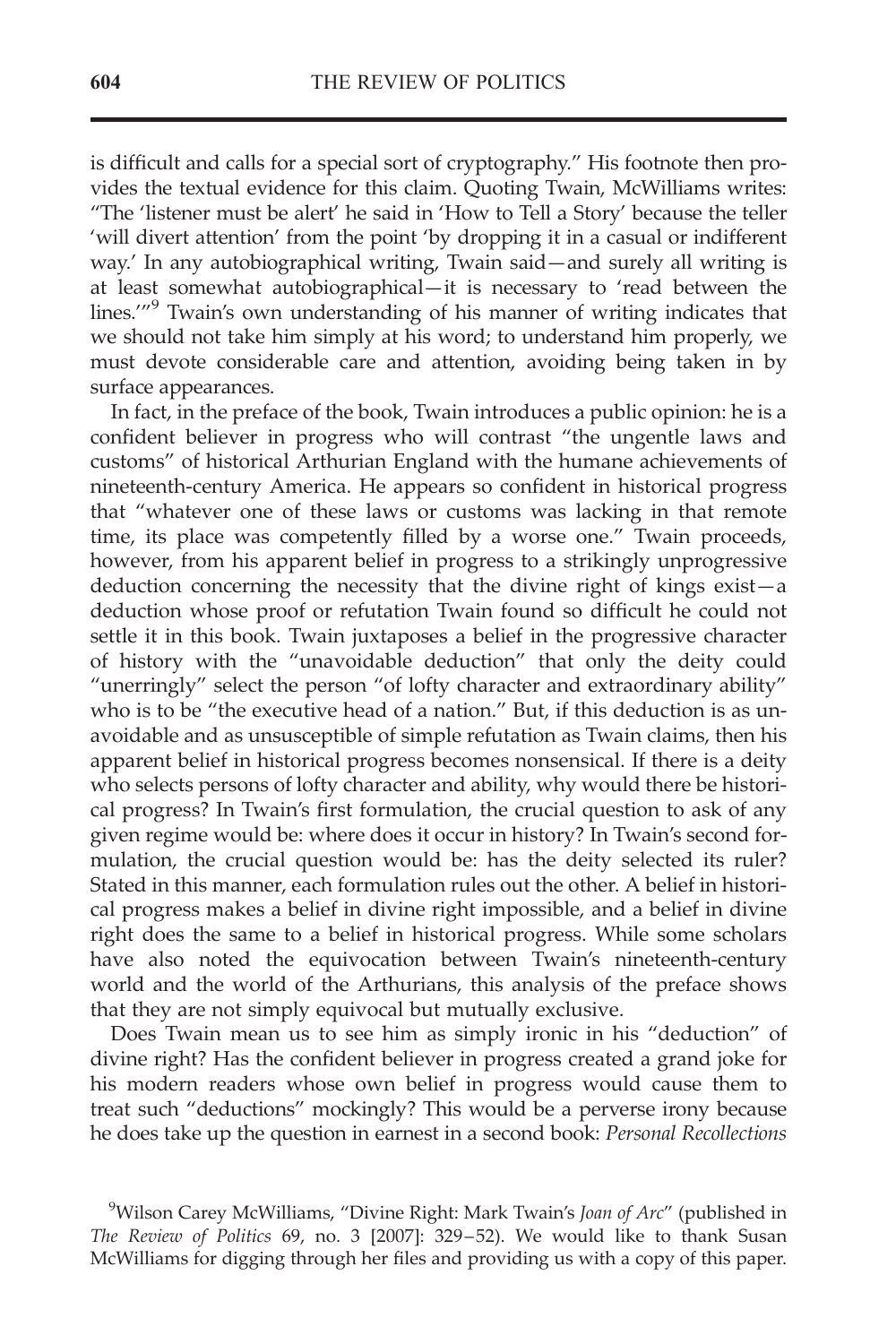is difficult and calls for a special sort of cryptography." His footnote then provides the textual evidence for this claim. Quoting Twain, McWilliams writes: "The 'listener must be alert' he said in 'How to Tell a Story' because the teller 'will divert attention' from the point 'by dropping it in a casual or indifferent way.' In any autobiographical writing, Twain said—and surely all writing is at least somewhat autobiographical—it is necessary to 'read between the lines.'"[9] Twain's own understanding of his manner of writing indicates that we should not take him simply at his word; to understand him properly, we must devote considerable care and attention, avoiding being taken in by surface appearances.

In fact, in the preface of the book, Twain introduces a public opinion: he is a confident believer in progress who will contrast "the ungentle laws and customs" of historical Arthurian England with the humane achievements of nineteenth-century America. He appears so confident in historical progress that "whatever one of these laws or customs was lacking in that remote time, its place was competently filled by a worse one." Twain proceeds, however, from his apparent belief in progress to a strikingly unprogressive deduction concerning the necessity that the divine right of kings exist—a deduction whose proof or refutation Twain found so difficult he could not settle it in this book. Twain juxtaposes a belief in the progressive character of history with the "unavoidable deduction" that only the deity could "unerringly" select the person "of lofty character and extraordinary ability" who is to be "the executive head of a nation." But, if this deduction is as unavoidable and as unsusceptible of simple refutation as Twain claims, then his apparent belief in historical progress becomes nonsensical. If there is a deity who selects persons of lofty character and ability, why would there be historical progress? In Twain's first formulation, the crucial question to ask of any given regime would be: where does it occur in history? In Twain's second formulation, the crucial question would be: has the deity selected its ruler? Stated in this manner, each formulation rules out the other. A belief in historical progress makes a belief in divine right impossible, and a belief in divine right does the same to a belief in historical progress. While some scholars have also noted the equivocation between Twain's nineteenth-century world and the world of the Arthurians, this analysis of the preface shows that they are not simply equivocal but mutually exclusive.

Does Twain mean us to see him as simply ironic in his "deduction" of divine right? Has the confident believer in progress created a grand joke for his modern readers whose own belief in progress would cause them to treat such "deductions" mockingly? This would be a perverse irony because he does take up the question in earnest in a second book: *Personal Recollections*

[9] Wilson Carey McWilliams, "Divine Right: Mark Twain's *Joan of Arc*" (published in *The Review of Politics* 69, no. 3 [2007]: 329–52). We would like to thank Susan McWilliams for digging through her files and providing us with a copy of this paper.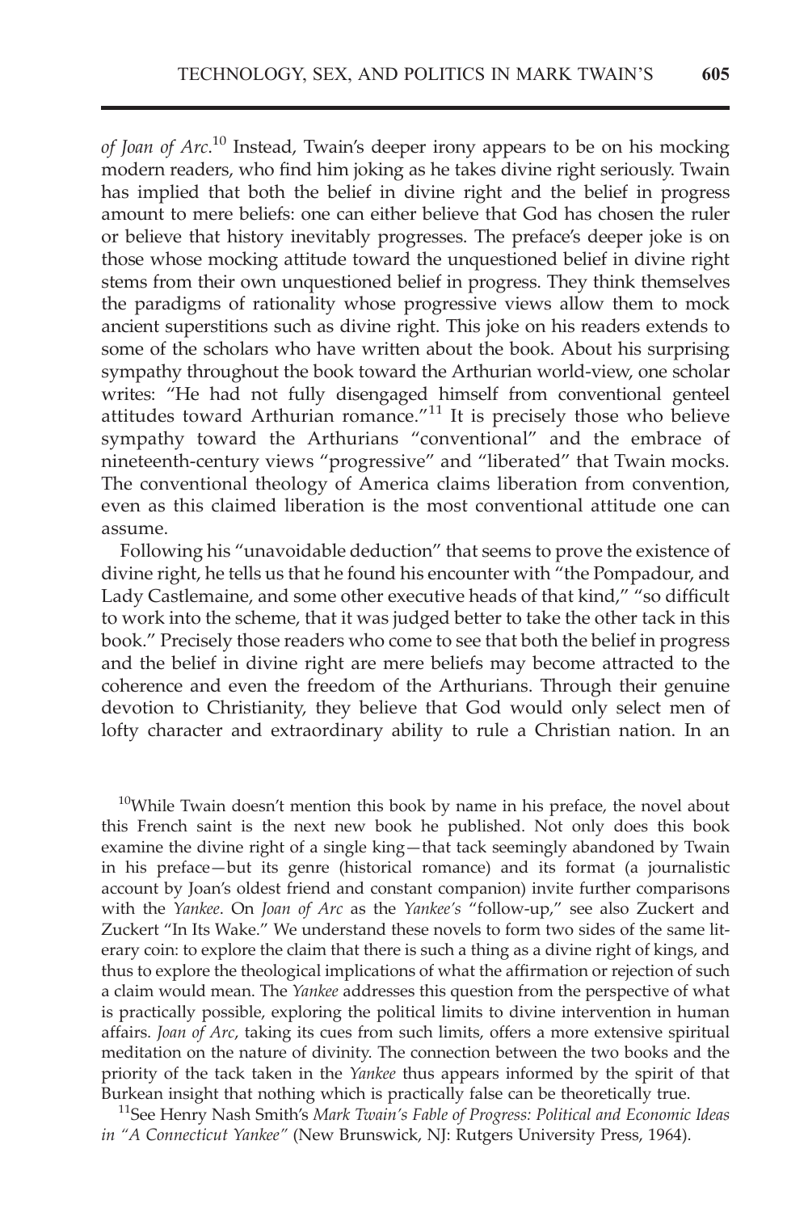*of Joan of Arc*.[10] Instead, Twain's deeper irony appears to be on his mocking modern readers, who find him joking as he takes divine right seriously. Twain has implied that both the belief in divine right and the belief in progress amount to mere beliefs: one can either believe that God has chosen the ruler or believe that history inevitably progresses. The preface's deeper joke is on those whose mocking attitude toward the unquestioned belief in divine right stems from their own unquestioned belief in progress. They think themselves the paradigms of rationality whose progressive views allow them to mock ancient superstitions such as divine right. This joke on his readers extends to some of the scholars who have written about the book. About his surprising sympathy throughout the book toward the Arthurian world-view, one scholar writes: "He had not fully disengaged himself from conventional genteel attitudes toward Arthurian romance."[11] It is precisely those who believe sympathy toward the Arthurians "conventional" and the embrace of nineteenth-century views "progressive" and "liberated" that Twain mocks. The conventional theology of America claims liberation from convention, even as this claimed liberation is the most conventional attitude one can assume.

Following his "unavoidable deduction" that seems to prove the existence of divine right, he tells us that he found his encounter with "the Pompadour, and Lady Castlemaine, and some other executive heads of that kind," "so difficult to work into the scheme, that it was judged better to take the other tack in this book." Precisely those readers who come to see that both the belief in progress and the belief in divine right are mere beliefs may become attracted to the coherence and even the freedom of the Arthurians. Through their genuine devotion to Christianity, they believe that God would only select men of lofty character and extraordinary ability to rule a Christian nation. In an

[10]While Twain doesn't mention this book by name in his preface, the novel about this French saint is the next new book he published. Not only does this book examine the divine right of a single king—that tack seemingly abandoned by Twain in his preface—but its genre (historical romance) and its format (a journalistic account by Joan's oldest friend and constant companion) invite further comparisons with the *Yankee*. On *Joan of Arc* as the *Yankee's* "follow-up," see also Zuckert and Zuckert "In Its Wake." We understand these novels to form two sides of the same literary coin: to explore the claim that there is such a thing as a divine right of kings, and thus to explore the theological implications of what the affirmation or rejection of such a claim would mean. The *Yankee* addresses this question from the perspective of what is practically possible, exploring the political limits to divine intervention in human affairs. *Joan of Arc*, taking its cues from such limits, offers a more extensive spiritual meditation on the nature of divinity. The connection between the two books and the priority of the tack taken in the *Yankee* thus appears informed by the spirit of that Burkean insight that nothing which is practically false can be theoretically true.

[11]See Henry Nash Smith's *Mark Twain's Fable of Progress: Political and Economic Ideas in "A Connecticut Yankee"* (New Brunswick, NJ: Rutgers University Press, 1964).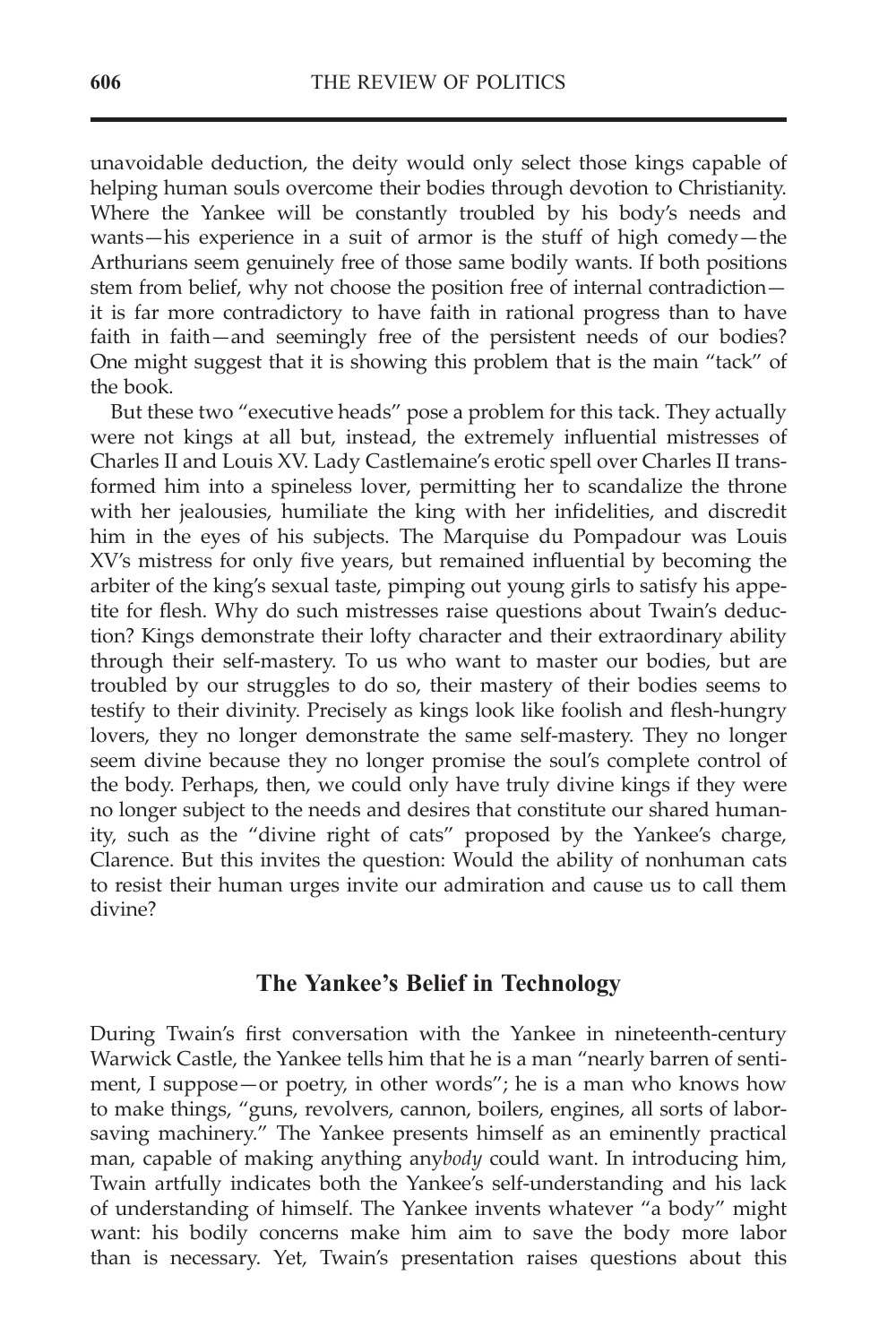unavoidable deduction, the deity would only select those kings capable of helping human souls overcome their bodies through devotion to Christianity. Where the Yankee will be constantly troubled by his body's needs and wants—his experience in a suit of armor is the stuff of high comedy—the Arthurians seem genuinely free of those same bodily wants. If both positions stem from belief, why not choose the position free of internal contradiction—it is far more contradictory to have faith in rational progress than to have faith in faith—and seemingly free of the persistent needs of our bodies? One might suggest that it is showing this problem that is the main "tack" of the book.

But these two "executive heads" pose a problem for this tack. They actually were not kings at all but, instead, the extremely influential mistresses of Charles II and Louis XV. Lady Castlemaine's erotic spell over Charles II transformed him into a spineless lover, permitting her to scandalize the throne with her jealousies, humiliate the king with her infidelities, and discredit him in the eyes of his subjects. The Marquise du Pompadour was Louis XV's mistress for only five years, but remained influential by becoming the arbiter of the king's sexual taste, pimping out young girls to satisfy his appetite for flesh. Why do such mistresses raise questions about Twain's deduction? Kings demonstrate their lofty character and their extraordinary ability through their self-mastery. To us who want to master our bodies, but are troubled by our struggles to do so, their mastery of their bodies seems to testify to their divinity. Precisely as kings look like foolish and flesh-hungry lovers, they no longer demonstrate the same self-mastery. They no longer seem divine because they no longer promise the soul's complete control of the body. Perhaps, then, we could only have truly divine kings if they were no longer subject to the needs and desires that constitute our shared humanity, such as the "divine right of cats" proposed by the Yankee's charge, Clarence. But this invites the question: Would the ability of nonhuman cats to resist their human urges invite our admiration and cause us to call them divine?

## The Yankee's Belief in Technology

During Twain's first conversation with the Yankee in nineteenth-century Warwick Castle, the Yankee tells him that he is a man "nearly barren of sentiment, I suppose—or poetry, in other words"; he is a man who knows how to make things, "guns, revolvers, cannon, boilers, engines, all sorts of labor-saving machinery." The Yankee presents himself as an eminently practical man, capable of making anything any*body* could want. In introducing him, Twain artfully indicates both the Yankee's self-understanding and his lack of understanding of himself. The Yankee invents whatever "a body" might want: his bodily concerns make him aim to save the body more labor than is necessary. Yet, Twain's presentation raises questions about this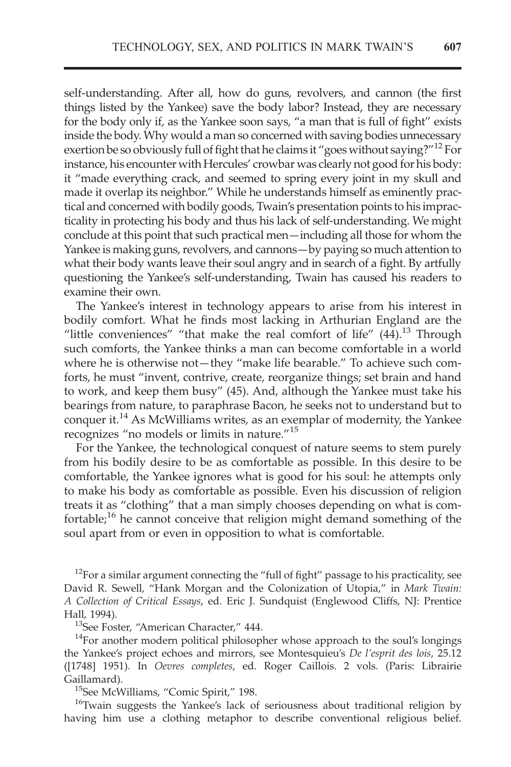self-understanding. After all, how do guns, revolvers, and cannon (the first things listed by the Yankee) save the body labor? Instead, they are necessary for the body only if, as the Yankee soon says, "a man that is full of fight" exists inside the body. Why would a man so concerned with saving bodies unnecessary exertion be so obviously full of fight that he claims it "goes without saying?"[12] For instance, his encounter with Hercules' crowbar was clearly not good for his body: it "made everything crack, and seemed to spring every joint in my skull and made it overlap its neighbor." While he understands himself as eminently practical and concerned with bodily goods, Twain's presentation points to his impracticality in protecting his body and thus his lack of self-understanding. We might conclude at this point that such practical men—including all those for whom the Yankee is making guns, revolvers, and cannons—by paying so much attention to what their body wants leave their soul angry and in search of a fight. By artfully questioning the Yankee's self-understanding, Twain has caused his readers to examine their own.

The Yankee's interest in technology appears to arise from his interest in bodily comfort. What he finds most lacking in Arthurian England are the "little conveniences" "that make the real comfort of life" (44).[13] Through such comforts, the Yankee thinks a man can become comfortable in a world where he is otherwise not—they "make life bearable." To achieve such comforts, he must "invent, contrive, create, reorganize things; set brain and hand to work, and keep them busy" (45). And, although the Yankee must take his bearings from nature, to paraphrase Bacon, he seeks not to understand but to conquer it.[14] As McWilliams writes, as an exemplar of modernity, the Yankee recognizes "no models or limits in nature."[15]

For the Yankee, the technological conquest of nature seems to stem purely from his bodily desire to be as comfortable as possible. In this desire to be comfortable, the Yankee ignores what is good for his soul: he attempts only to make his body as comfortable as possible. Even his discussion of religion treats it as "clothing" that a man simply chooses depending on what is comfortable;[16] he cannot conceive that religion might demand something of the soul apart from or even in opposition to what is comfortable.

[12]For a similar argument connecting the "full of fight" passage to his practicality, see David R. Sewell, "Hank Morgan and the Colonization of Utopia," in *Mark Twain: A Collection of Critical Essays*, ed. Eric J. Sundquist (Englewood Cliffs, NJ: Prentice Hall, 1994).

[13]See Foster, "American Character," 444.

[14]For another modern political philosopher whose approach to the soul's longings the Yankee's project echoes and mirrors, see Montesquieu's *De l'esprit des lois*, 25.12 ([1748] 1951). In *Oevres completes*, ed. Roger Caillois. 2 vols. (Paris: Librairie Gaillamard).

[15]See McWilliams, "Comic Spirit," 198.

[16]Twain suggests the Yankee's lack of seriousness about traditional religion by having him use a clothing metaphor to describe conventional religious belief.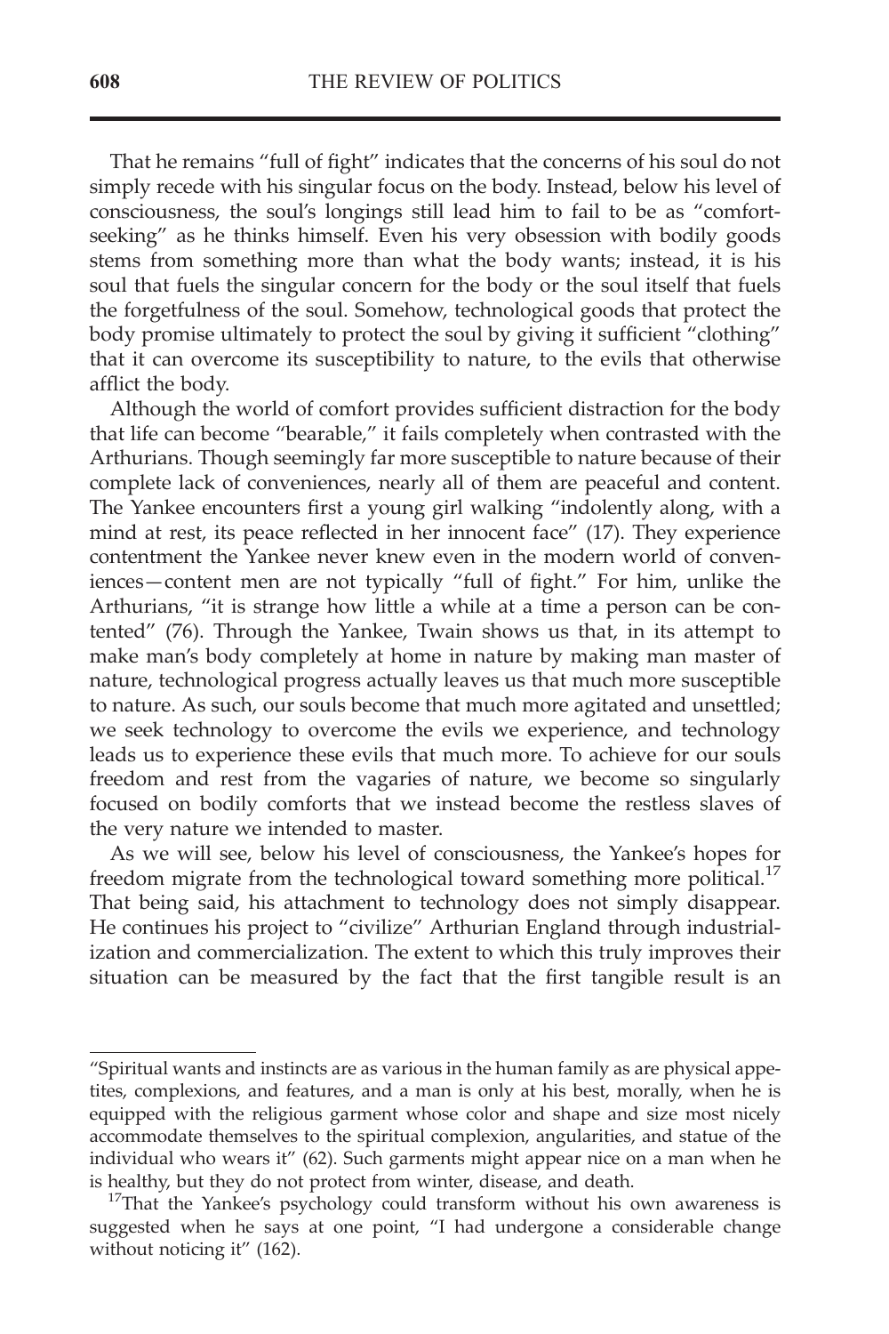That he remains "full of fight" indicates that the concerns of his soul do not simply recede with his singular focus on the body. Instead, below his level of consciousness, the soul's longings still lead him to fail to be as "comfort-seeking" as he thinks himself. Even his very obsession with bodily goods stems from something more than what the body wants; instead, it is his soul that fuels the singular concern for the body or the soul itself that fuels the forgetfulness of the soul. Somehow, technological goods that protect the body promise ultimately to protect the soul by giving it sufficient "clothing" that it can overcome its susceptibility to nature, to the evils that otherwise afflict the body.

Although the world of comfort provides sufficient distraction for the body that life can become "bearable," it fails completely when contrasted with the Arthurians. Though seemingly far more susceptible to nature because of their complete lack of conveniences, nearly all of them are peaceful and content. The Yankee encounters first a young girl walking "indolently along, with a mind at rest, its peace reflected in her innocent face" (17). They experience contentment the Yankee never knew even in the modern world of conveniences—content men are not typically "full of fight." For him, unlike the Arthurians, "it is strange how little a while at a time a person can be contented" (76). Through the Yankee, Twain shows us that, in its attempt to make man's body completely at home in nature by making man master of nature, technological progress actually leaves us that much more susceptible to nature. As such, our souls become that much more agitated and unsettled; we seek technology to overcome the evils we experience, and technology leads us to experience these evils that much more. To achieve for our souls freedom and rest from the vagaries of nature, we become so singularly focused on bodily comforts that we instead become the restless slaves of the very nature we intended to master.

As we will see, below his level of consciousness, the Yankee's hopes for freedom migrate from the technological toward something more political.[17] That being said, his attachment to technology does not simply disappear. He continues his project to "civilize" Arthurian England through industrialization and commercialization. The extent to which this truly improves their situation can be measured by the fact that the first tangible result is an

---

"Spiritual wants and instincts are as various in the human family as are physical appetites, complexions, and features, and a man is only at his best, morally, when he is equipped with the religious garment whose color and shape and size most nicely accommodate themselves to the spiritual complexion, angularities, and statue of the individual who wears it" (62). Such garments might appear nice on a man when he is healthy, but they do not protect from winter, disease, and death.

[17]That the Yankee's psychology could transform without his own awareness is suggested when he says at one point, "I had undergone a considerable change without noticing it" (162).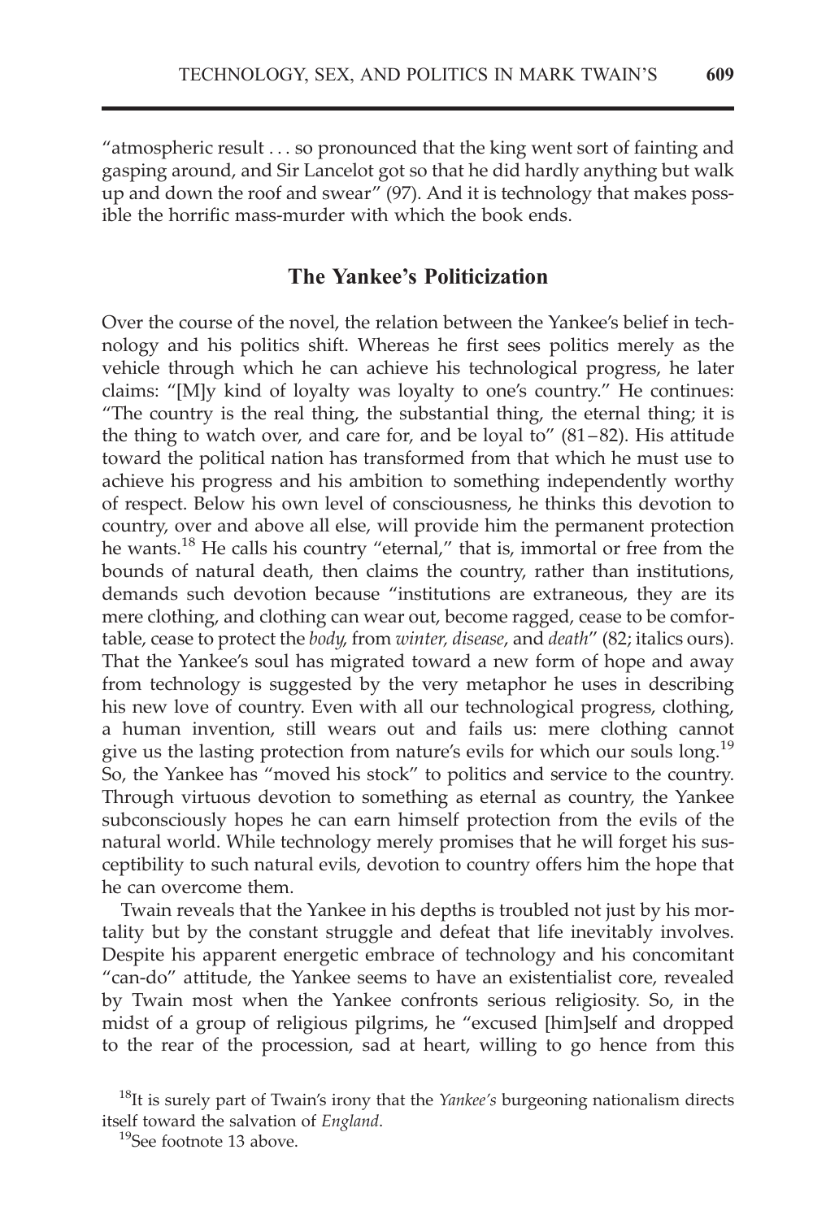"atmospheric result . . . so pronounced that the king went sort of fainting and gasping around, and Sir Lancelot got so that he did hardly anything but walk up and down the roof and swear" (97). And it is technology that makes possible the horrific mass-murder with which the book ends.

## The Yankee's Politicization

Over the course of the novel, the relation between the Yankee's belief in technology and his politics shift. Whereas he first sees politics merely as the vehicle through which he can achieve his technological progress, he later claims: "[M]y kind of loyalty was loyalty to one's country." He continues: "The country is the real thing, the substantial thing, the eternal thing; it is the thing to watch over, and care for, and be loyal to" (81–82). His attitude toward the political nation has transformed from that which he must use to achieve his progress and his ambition to something independently worthy of respect. Below his own level of consciousness, he thinks this devotion to country, over and above all else, will provide him the permanent protection he wants.[18] He calls his country "eternal," that is, immortal or free from the bounds of natural death, then claims the country, rather than institutions, demands such devotion because "institutions are extraneous, they are its mere clothing, and clothing can wear out, become ragged, cease to be comfortable, cease to protect the *body*, from *winter, disease*, and *death*" (82; italics ours). That the Yankee's soul has migrated toward a new form of hope and away from technology is suggested by the very metaphor he uses in describing his new love of country. Even with all our technological progress, clothing, a human invention, still wears out and fails us: mere clothing cannot give us the lasting protection from nature's evils for which our souls long.[19] So, the Yankee has "moved his stock" to politics and service to the country. Through virtuous devotion to something as eternal as country, the Yankee subconsciously hopes he can earn himself protection from the evils of the natural world. While technology merely promises that he will forget his susceptibility to such natural evils, devotion to country offers him the hope that he can overcome them.

Twain reveals that the Yankee in his depths is troubled not just by his mortality but by the constant struggle and defeat that life inevitably involves. Despite his apparent energetic embrace of technology and his concomitant "can-do" attitude, the Yankee seems to have an existentialist core, revealed by Twain most when the Yankee confronts serious religiosity. So, in the midst of a group of religious pilgrims, he "excused [him]self and dropped to the rear of the procession, sad at heart, willing to go hence from this

[18]It is surely part of Twain's irony that the *Yankee's* burgeoning nationalism directs itself toward the salvation of *England*.

[19]See footnote 13 above.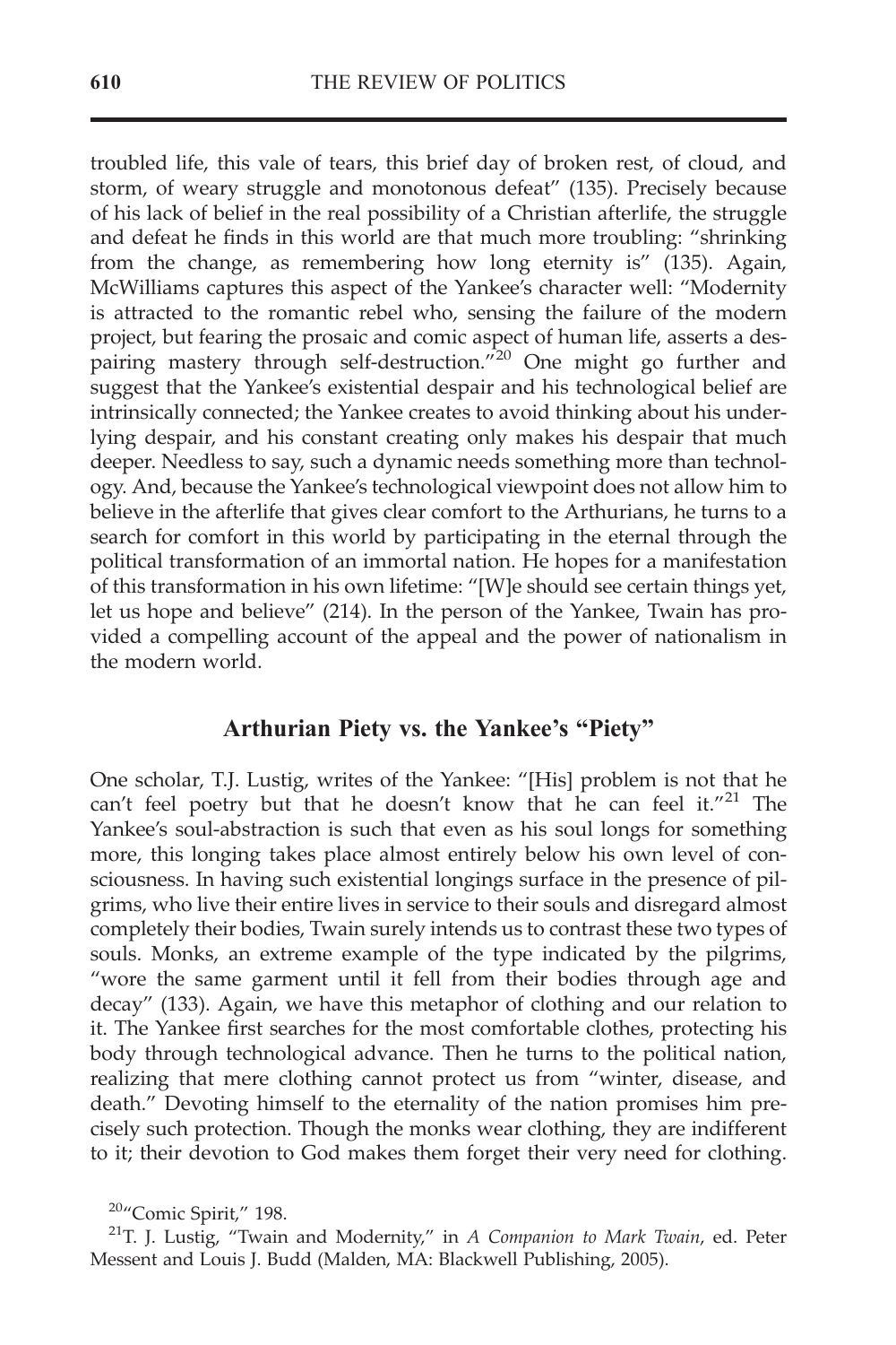troubled life, this vale of tears, this brief day of broken rest, of cloud, and storm, of weary struggle and monotonous defeat" (135). Precisely because of his lack of belief in the real possibility of a Christian afterlife, the struggle and defeat he finds in this world are that much more troubling: "shrinking from the change, as remembering how long eternity is" (135). Again, McWilliams captures this aspect of the Yankee's character well: "Modernity is attracted to the romantic rebel who, sensing the failure of the modern project, but fearing the prosaic and comic aspect of human life, asserts a despairing mastery through self-destruction."[20] One might go further and suggest that the Yankee's existential despair and his technological belief are intrinsically connected; the Yankee creates to avoid thinking about his underlying despair, and his constant creating only makes his despair that much deeper. Needless to say, such a dynamic needs something more than technology. And, because the Yankee's technological viewpoint does not allow him to believe in the afterlife that gives clear comfort to the Arthurians, he turns to a search for comfort in this world by participating in the eternal through the political transformation of an immortal nation. He hopes for a manifestation of this transformation in his own lifetime: "[W]e should see certain things yet, let us hope and believe" (214). In the person of the Yankee, Twain has provided a compelling account of the appeal and the power of nationalism in the modern world.

## Arthurian Piety vs. the Yankee's "Piety"

One scholar, T.J. Lustig, writes of the Yankee: "[His] problem is not that he can't feel poetry but that he doesn't know that he can feel it."[21] The Yankee's soul-abstraction is such that even as his soul longs for something more, this longing takes place almost entirely below his own level of consciousness. In having such existential longings surface in the presence of pilgrims, who live their entire lives in service to their souls and disregard almost completely their bodies, Twain surely intends us to contrast these two types of souls. Monks, an extreme example of the type indicated by the pilgrims, "wore the same garment until it fell from their bodies through age and decay" (133). Again, we have this metaphor of clothing and our relation to it. The Yankee first searches for the most comfortable clothes, protecting his body through technological advance. Then he turns to the political nation, realizing that mere clothing cannot protect us from "winter, disease, and death." Devoting himself to the eternality of the nation promises him precisely such protection. Though the monks wear clothing, they are indifferent to it; their devotion to God makes them forget their very need for clothing.

[20] "Comic Spirit," 198.

[21] T. J. Lustig, "Twain and Modernity," in *A Companion to Mark Twain*, ed. Peter Messent and Louis J. Budd (Malden, MA: Blackwell Publishing, 2005).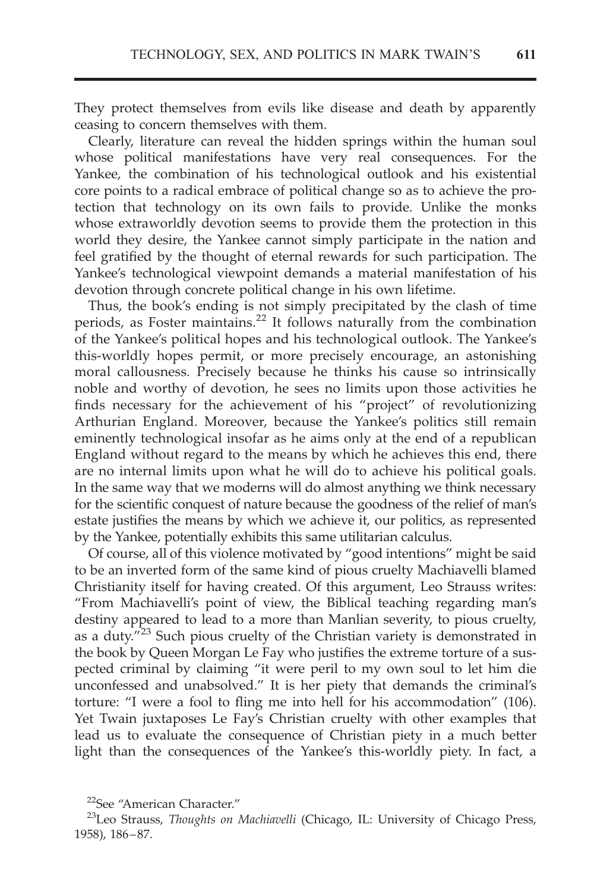They protect themselves from evils like disease and death by apparently ceasing to concern themselves with them.

Clearly, literature can reveal the hidden springs within the human soul whose political manifestations have very real consequences. For the Yankee, the combination of his technological outlook and his existential core points to a radical embrace of political change so as to achieve the protection that technology on its own fails to provide. Unlike the monks whose extraworldly devotion seems to provide them the protection in this world they desire, the Yankee cannot simply participate in the nation and feel gratified by the thought of eternal rewards for such participation. The Yankee's technological viewpoint demands a material manifestation of his devotion through concrete political change in his own lifetime.

Thus, the book's ending is not simply precipitated by the clash of time periods, as Foster maintains.[22] It follows naturally from the combination of the Yankee's political hopes and his technological outlook. The Yankee's this-worldly hopes permit, or more precisely encourage, an astonishing moral callousness. Precisely because he thinks his cause so intrinsically noble and worthy of devotion, he sees no limits upon those activities he finds necessary for the achievement of his "project" of revolutionizing Arthurian England. Moreover, because the Yankee's politics still remain eminently technological insofar as he aims only at the end of a republican England without regard to the means by which he achieves this end, there are no internal limits upon what he will do to achieve his political goals. In the same way that we moderns will do almost anything we think necessary for the scientific conquest of nature because the goodness of the relief of man's estate justifies the means by which we achieve it, our politics, as represented by the Yankee, potentially exhibits this same utilitarian calculus.

Of course, all of this violence motivated by "good intentions" might be said to be an inverted form of the same kind of pious cruelty Machiavelli blamed Christianity itself for having created. Of this argument, Leo Strauss writes: "From Machiavelli's point of view, the Biblical teaching regarding man's destiny appeared to lead to a more than Manlian severity, to pious cruelty, as a duty."[23] Such pious cruelty of the Christian variety is demonstrated in the book by Queen Morgan Le Fay who justifies the extreme torture of a suspected criminal by claiming "it were peril to my own soul to let him die unconfessed and unabsolved." It is her piety that demands the criminal's torture: "I were a fool to fling me into hell for his accommodation" (106). Yet Twain juxtaposes Le Fay's Christian cruelty with other examples that lead us to evaluate the consequence of Christian piety in a much better light than the consequences of the Yankee's this-worldly piety. In fact, a

[22] See "American Character."

[23] Leo Strauss, *Thoughts on Machiavelli* (Chicago, IL: University of Chicago Press, 1958), 186–87.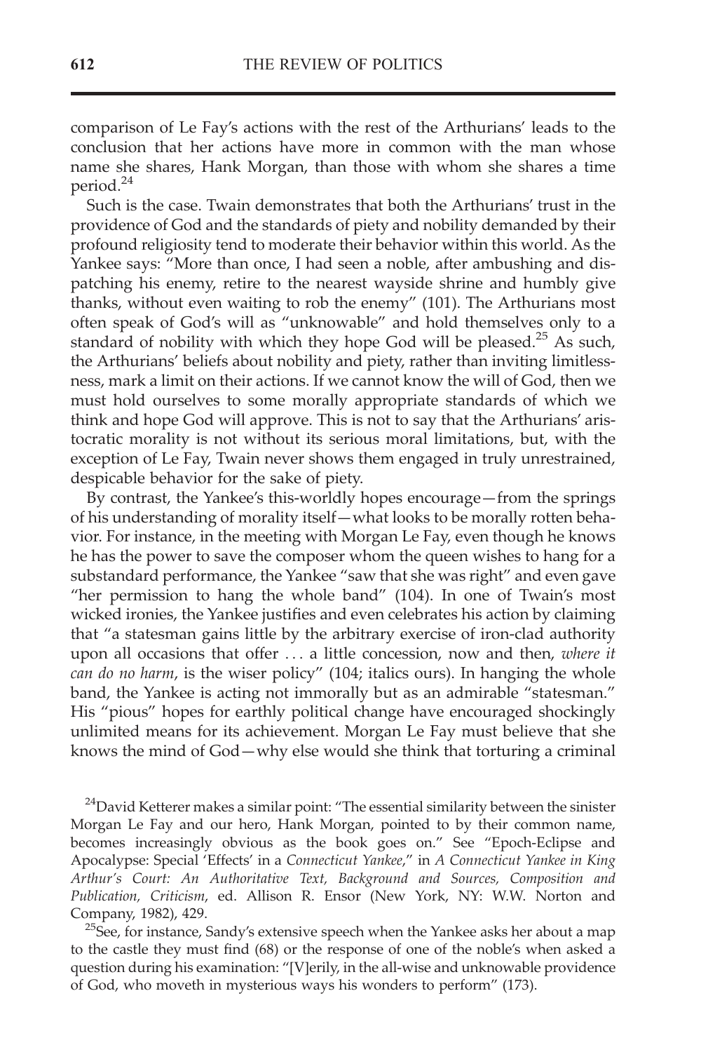comparison of Le Fay's actions with the rest of the Arthurians' leads to the conclusion that her actions have more in common with the man whose name she shares, Hank Morgan, than those with whom she shares a time period.[24]

Such is the case. Twain demonstrates that both the Arthurians' trust in the providence of God and the standards of piety and nobility demanded by their profound religiosity tend to moderate their behavior within this world. As the Yankee says: "More than once, I had seen a noble, after ambushing and dispatching his enemy, retire to the nearest wayside shrine and humbly give thanks, without even waiting to rob the enemy" (101). The Arthurians most often speak of God's will as "unknowable" and hold themselves only to a standard of nobility with which they hope God will be pleased.[25] As such, the Arthurians' beliefs about nobility and piety, rather than inviting limitlessness, mark a limit on their actions. If we cannot know the will of God, then we must hold ourselves to some morally appropriate standards of which we think and hope God will approve. This is not to say that the Arthurians' aristocratic morality is not without its serious moral limitations, but, with the exception of Le Fay, Twain never shows them engaged in truly unrestrained, despicable behavior for the sake of piety.

By contrast, the Yankee's this-worldly hopes encourage—from the springs of his understanding of morality itself—what looks to be morally rotten behavior. For instance, in the meeting with Morgan Le Fay, even though he knows he has the power to save the composer whom the queen wishes to hang for a substandard performance, the Yankee "saw that she was right" and even gave "her permission to hang the whole band" (104). In one of Twain's most wicked ironies, the Yankee justifies and even celebrates his action by claiming that "a statesman gains little by the arbitrary exercise of iron-clad authority upon all occasions that offer . . . a little concession, now and then, *where it can do no harm*, is the wiser policy" (104; italics ours). In hanging the whole band, the Yankee is acting not immorally but as an admirable "statesman." His "pious" hopes for earthly political change have encouraged shockingly unlimited means for its achievement. Morgan Le Fay must believe that she knows the mind of God—why else would she think that torturing a criminal

[24] David Ketterer makes a similar point: "The essential similarity between the sinister Morgan Le Fay and our hero, Hank Morgan, pointed to by their common name, becomes increasingly obvious as the book goes on." See "Epoch-Eclipse and Apocalypse: Special 'Effects' in a *Connecticut Yankee*," in *A Connecticut Yankee in King Arthur's Court: An Authoritative Text, Background and Sources, Composition and Publication, Criticism*, ed. Allison R. Ensor (New York, NY: W.W. Norton and Company, 1982), 429.

[25] See, for instance, Sandy's extensive speech when the Yankee asks her about a map to the castle they must find (68) or the response of one of the noble's when asked a question during his examination: "[V]erily, in the all-wise and unknowable providence of God, who moveth in mysterious ways his wonders to perform" (173).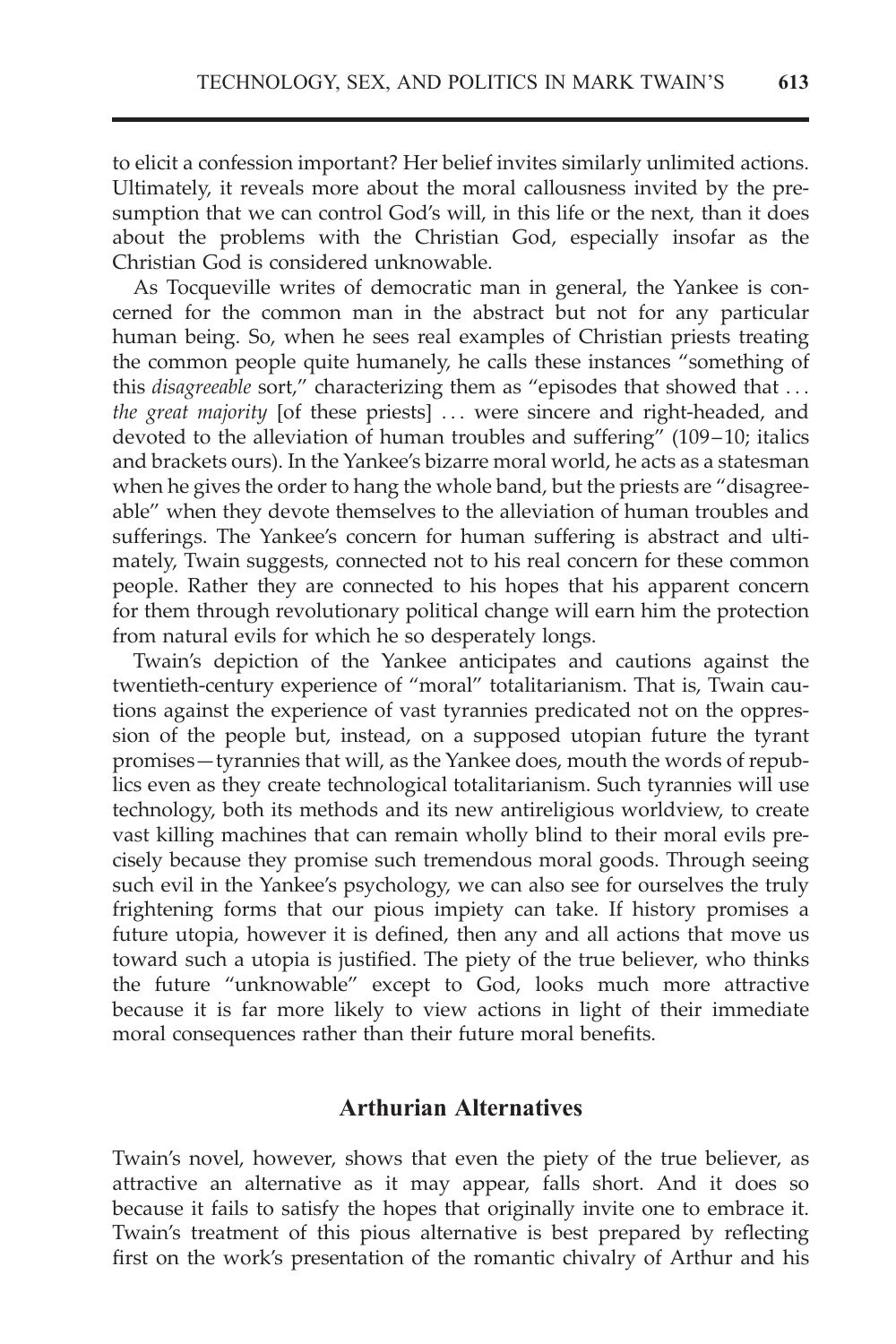to elicit a confession important? Her belief invites similarly unlimited actions. Ultimately, it reveals more about the moral callousness invited by the presumption that we can control God's will, in this life or the next, than it does about the problems with the Christian God, especially insofar as the Christian God is considered unknowable.

As Tocqueville writes of democratic man in general, the Yankee is concerned for the common man in the abstract but not for any particular human being. So, when he sees real examples of Christian priests treating the common people quite humanely, he calls these instances "something of this *disagreeable* sort," characterizing them as "episodes that showed that . . . *the great majority* [of these priests] . . . were sincere and right-headed, and devoted to the alleviation of human troubles and suffering" (109–10; italics and brackets ours). In the Yankee's bizarre moral world, he acts as a statesman when he gives the order to hang the whole band, but the priests are "disagreeable" when they devote themselves to the alleviation of human troubles and sufferings. The Yankee's concern for human suffering is abstract and ultimately, Twain suggests, connected not to his real concern for these common people. Rather they are connected to his hopes that his apparent concern for them through revolutionary political change will earn him the protection from natural evils for which he so desperately longs.

Twain's depiction of the Yankee anticipates and cautions against the twentieth-century experience of "moral" totalitarianism. That is, Twain cautions against the experience of vast tyrannies predicated not on the oppression of the people but, instead, on a supposed utopian future the tyrant promises—tyrannies that will, as the Yankee does, mouth the words of republics even as they create technological totalitarianism. Such tyrannies will use technology, both its methods and its new antireligious worldview, to create vast killing machines that can remain wholly blind to their moral evils precisely because they promise such tremendous moral goods. Through seeing such evil in the Yankee's psychology, we can also see for ourselves the truly frightening forms that our pious impiety can take. If history promises a future utopia, however it is defined, then any and all actions that move us toward such a utopia is justified. The piety of the true believer, who thinks the future "unknowable" except to God, looks much more attractive because it is far more likely to view actions in light of their immediate moral consequences rather than their future moral benefits.

## Arthurian Alternatives

Twain's novel, however, shows that even the piety of the true believer, as attractive an alternative as it may appear, falls short. And it does so because it fails to satisfy the hopes that originally invite one to embrace it. Twain's treatment of this pious alternative is best prepared by reflecting first on the work's presentation of the romantic chivalry of Arthur and his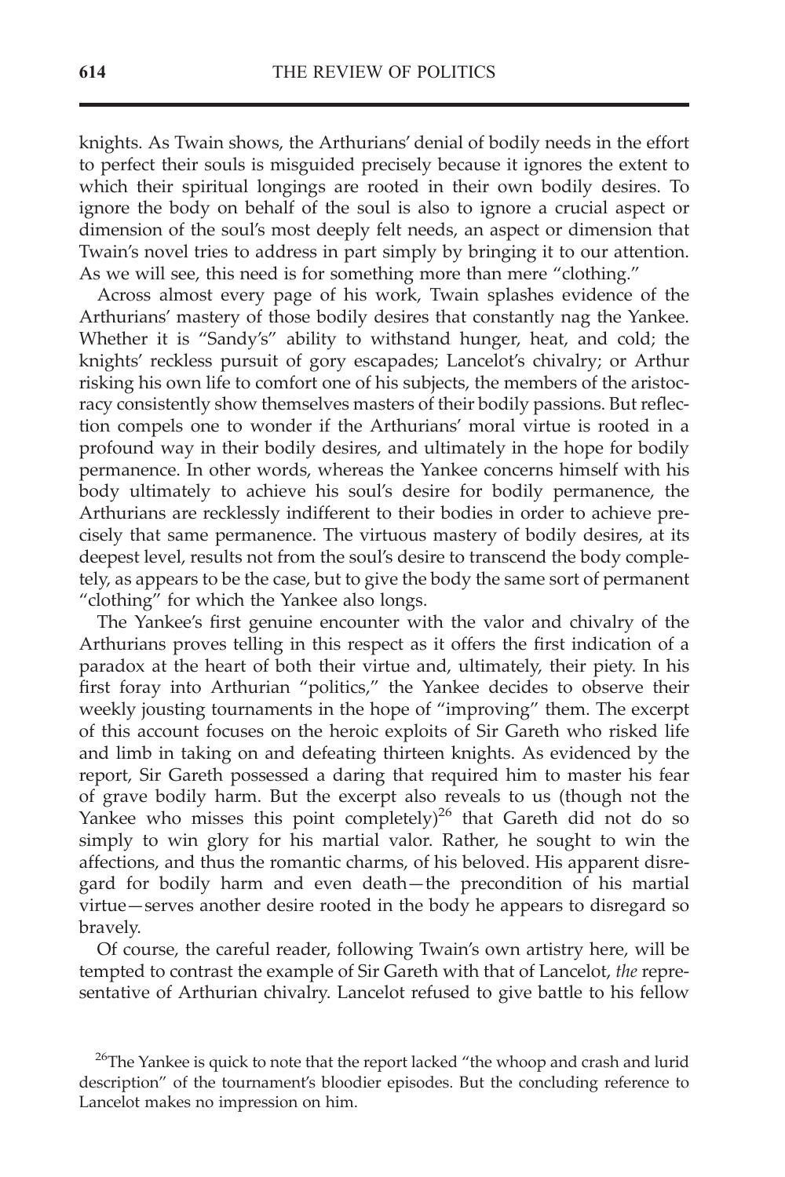knights. As Twain shows, the Arthurians' denial of bodily needs in the effort to perfect their souls is misguided precisely because it ignores the extent to which their spiritual longings are rooted in their own bodily desires. To ignore the body on behalf of the soul is also to ignore a crucial aspect or dimension of the soul's most deeply felt needs, an aspect or dimension that Twain's novel tries to address in part simply by bringing it to our attention. As we will see, this need is for something more than mere "clothing."

Across almost every page of his work, Twain splashes evidence of the Arthurians' mastery of those bodily desires that constantly nag the Yankee. Whether it is "Sandy's" ability to withstand hunger, heat, and cold; the knights' reckless pursuit of gory escapades; Lancelot's chivalry; or Arthur risking his own life to comfort one of his subjects, the members of the aristocracy consistently show themselves masters of their bodily passions. But reflection compels one to wonder if the Arthurians' moral virtue is rooted in a profound way in their bodily desires, and ultimately in the hope for bodily permanence. In other words, whereas the Yankee concerns himself with his body ultimately to achieve his soul's desire for bodily permanence, the Arthurians are recklessly indifferent to their bodies in order to achieve precisely that same permanence. The virtuous mastery of bodily desires, at its deepest level, results not from the soul's desire to transcend the body completely, as appears to be the case, but to give the body the same sort of permanent "clothing" for which the Yankee also longs.

The Yankee's first genuine encounter with the valor and chivalry of the Arthurians proves telling in this respect as it offers the first indication of a paradox at the heart of both their virtue and, ultimately, their piety. In his first foray into Arthurian "politics," the Yankee decides to observe their weekly jousting tournaments in the hope of "improving" them. The excerpt of this account focuses on the heroic exploits of Sir Gareth who risked life and limb in taking on and defeating thirteen knights. As evidenced by the report, Sir Gareth possessed a daring that required him to master his fear of grave bodily harm. But the excerpt also reveals to us (though not the Yankee who misses this point completely)[26] that Gareth did not do so simply to win glory for his martial valor. Rather, he sought to win the affections, and thus the romantic charms, of his beloved. His apparent disregard for bodily harm and even death—the precondition of his martial virtue—serves another desire rooted in the body he appears to disregard so bravely.

Of course, the careful reader, following Twain's own artistry here, will be tempted to contrast the example of Sir Gareth with that of Lancelot, *the* representative of Arthurian chivalry. Lancelot refused to give battle to his fellow

[26]The Yankee is quick to note that the report lacked "the whoop and crash and lurid description" of the tournament's bloodier episodes. But the concluding reference to Lancelot makes no impression on him.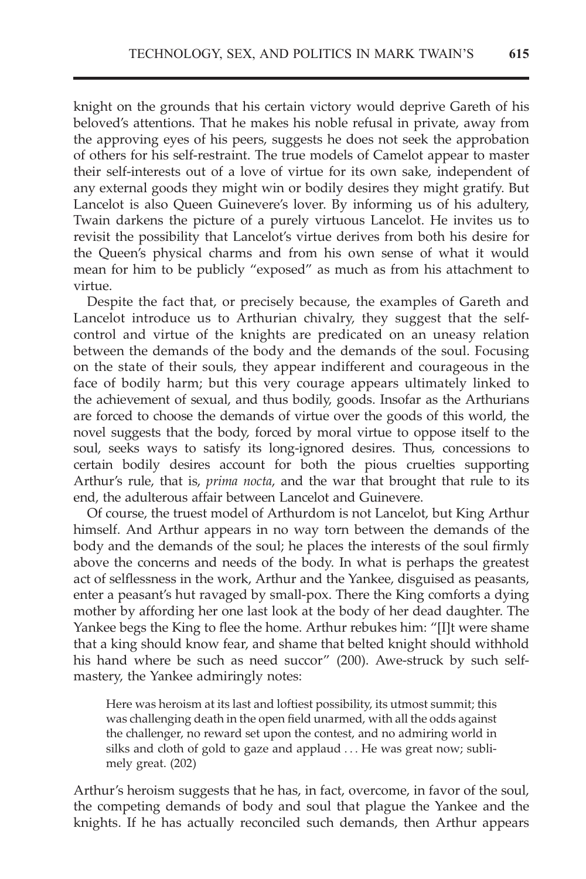knight on the grounds that his certain victory would deprive Gareth of his beloved's attentions. That he makes his noble refusal in private, away from the approving eyes of his peers, suggests he does not seek the approbation of others for his self-restraint. The true models of Camelot appear to master their self-interests out of a love of virtue for its own sake, independent of any external goods they might win or bodily desires they might gratify. But Lancelot is also Queen Guinevere's lover. By informing us of his adultery, Twain darkens the picture of a purely virtuous Lancelot. He invites us to revisit the possibility that Lancelot's virtue derives from both his desire for the Queen's physical charms and from his own sense of what it would mean for him to be publicly "exposed" as much as from his attachment to virtue.

Despite the fact that, or precisely because, the examples of Gareth and Lancelot introduce us to Arthurian chivalry, they suggest that the self-control and virtue of the knights are predicated on an uneasy relation between the demands of the body and the demands of the soul. Focusing on the state of their souls, they appear indifferent and courageous in the face of bodily harm; but this very courage appears ultimately linked to the achievement of sexual, and thus bodily, goods. Insofar as the Arthurians are forced to choose the demands of virtue over the goods of this world, the novel suggests that the body, forced by moral virtue to oppose itself to the soul, seeks ways to satisfy its long-ignored desires. Thus, concessions to certain bodily desires account for both the pious cruelties supporting Arthur's rule, that is, *prima nocta*, and the war that brought that rule to its end, the adulterous affair between Lancelot and Guinevere.

Of course, the truest model of Arthurdom is not Lancelot, but King Arthur himself. And Arthur appears in no way torn between the demands of the body and the demands of the soul; he places the interests of the soul firmly above the concerns and needs of the body. In what is perhaps the greatest act of selflessness in the work, Arthur and the Yankee, disguised as peasants, enter a peasant's hut ravaged by small-pox. There the King comforts a dying mother by affording her one last look at the body of her dead daughter. The Yankee begs the King to flee the home. Arthur rebukes him: "[I]t were shame that a king should know fear, and shame that belted knight should withhold his hand where be such as need succor" (200). Awe-struck by such self-mastery, the Yankee admiringly notes:

> Here was heroism at its last and loftiest possibility, its utmost summit; this was challenging death in the open field unarmed, with all the odds against the challenger, no reward set upon the contest, and no admiring world in silks and cloth of gold to gaze and applaud . . . He was great now; sublimely great. (202)

Arthur's heroism suggests that he has, in fact, overcome, in favor of the soul, the competing demands of body and soul that plague the Yankee and the knights. If he has actually reconciled such demands, then Arthur appears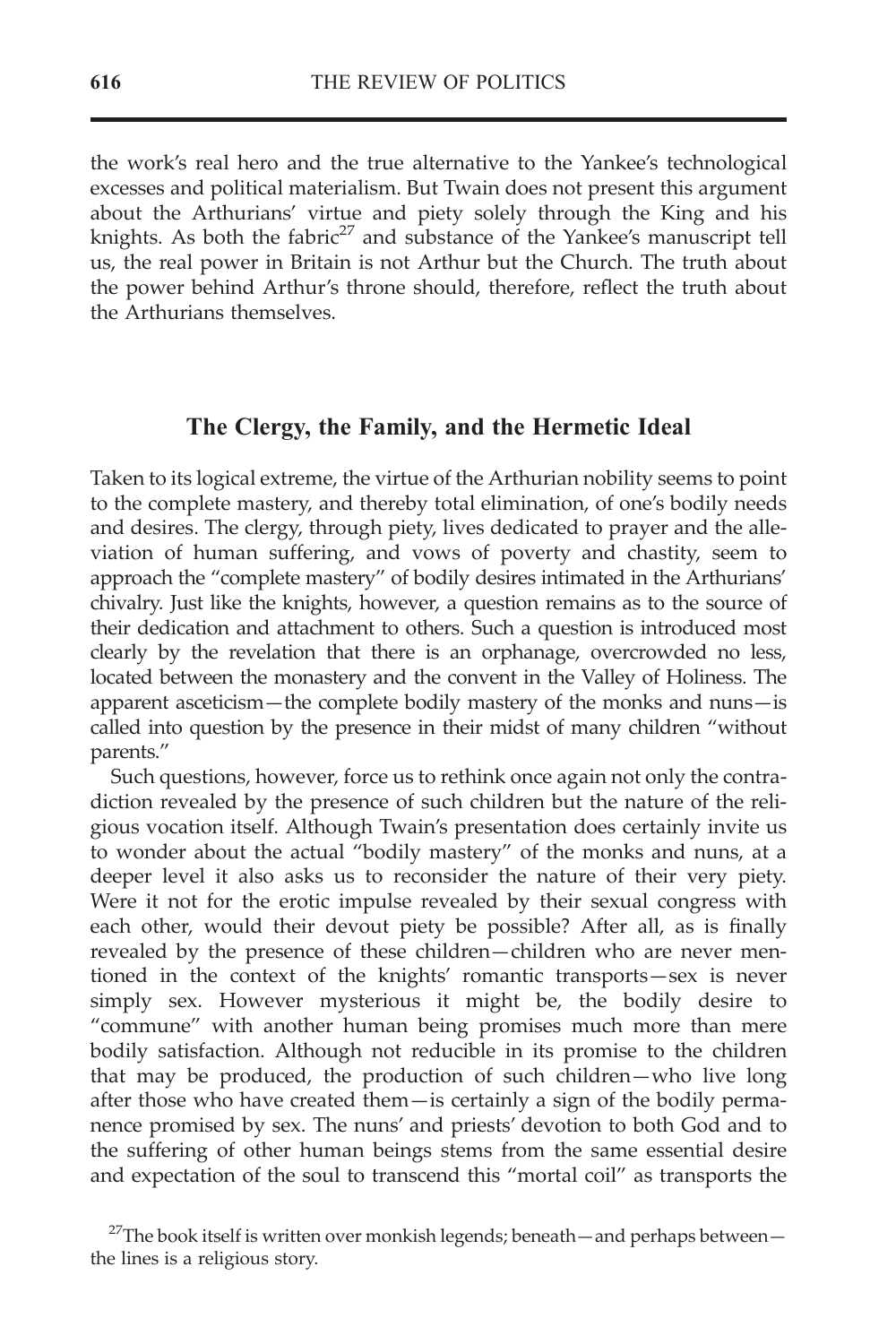the work's real hero and the true alternative to the Yankee's technological excesses and political materialism. But Twain does not present this argument about the Arthurians' virtue and piety solely through the King and his knights. As both the fabric[27] and substance of the Yankee's manuscript tell us, the real power in Britain is not Arthur but the Church. The truth about the power behind Arthur's throne should, therefore, reflect the truth about the Arthurians themselves.

## The Clergy, the Family, and the Hermetic Ideal

Taken to its logical extreme, the virtue of the Arthurian nobility seems to point to the complete mastery, and thereby total elimination, of one's bodily needs and desires. The clergy, through piety, lives dedicated to prayer and the alleviation of human suffering, and vows of poverty and chastity, seem to approach the "complete mastery" of bodily desires intimated in the Arthurians' chivalry. Just like the knights, however, a question remains as to the source of their dedication and attachment to others. Such a question is introduced most clearly by the revelation that there is an orphanage, overcrowded no less, located between the monastery and the convent in the Valley of Holiness. The apparent asceticism—the complete bodily mastery of the monks and nuns—is called into question by the presence in their midst of many children "without parents."

Such questions, however, force us to rethink once again not only the contradiction revealed by the presence of such children but the nature of the religious vocation itself. Although Twain's presentation does certainly invite us to wonder about the actual "bodily mastery" of the monks and nuns, at a deeper level it also asks us to reconsider the nature of their very piety. Were it not for the erotic impulse revealed by their sexual congress with each other, would their devout piety be possible? After all, as is finally revealed by the presence of these children—children who are never mentioned in the context of the knights' romantic transports—sex is never simply sex. However mysterious it might be, the bodily desire to "commune" with another human being promises much more than mere bodily satisfaction. Although not reducible in its promise to the children that may be produced, the production of such children—who live long after those who have created them—is certainly a sign of the bodily permanence promised by sex. The nuns' and priests' devotion to both God and to the suffering of other human beings stems from the same essential desire and expectation of the soul to transcend this "mortal coil" as transports the

[27] The book itself is written over monkish legends; beneath—and perhaps between—the lines is a religious story.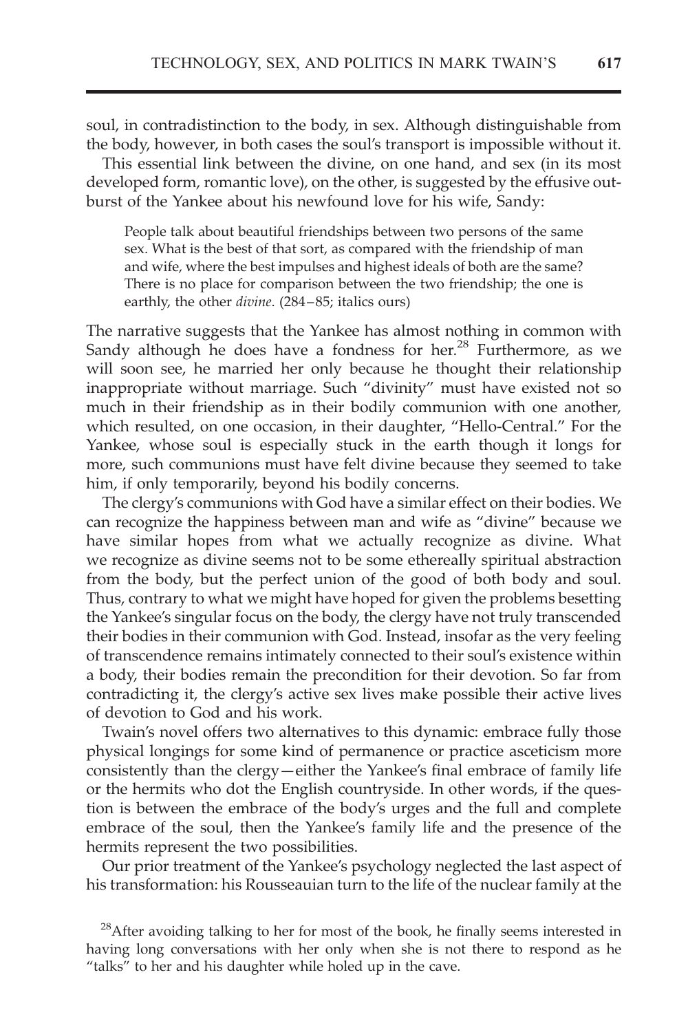soul, in contradistinction to the body, in sex. Although distinguishable from the body, however, in both cases the soul's transport is impossible without it.

This essential link between the divine, on one hand, and sex (in its most developed form, romantic love), on the other, is suggested by the effusive outburst of the Yankee about his newfound love for his wife, Sandy:

> People talk about beautiful friendships between two persons of the same sex. What is the best of that sort, as compared with the friendship of man and wife, where the best impulses and highest ideals of both are the same? There is no place for comparison between the two friendship; the one is earthly, the other *divine*. (284–85; italics ours)

The narrative suggests that the Yankee has almost nothing in common with Sandy although he does have a fondness for her.[28] Furthermore, as we will soon see, he married her only because he thought their relationship inappropriate without marriage. Such "divinity" must have existed not so much in their friendship as in their bodily communion with one another, which resulted, on one occasion, in their daughter, "Hello-Central." For the Yankee, whose soul is especially stuck in the earth though it longs for more, such communions must have felt divine because they seemed to take him, if only temporarily, beyond his bodily concerns.

The clergy's communions with God have a similar effect on their bodies. We can recognize the happiness between man and wife as "divine" because we have similar hopes from what we actually recognize as divine. What we recognize as divine seems not to be some ethereally spiritual abstraction from the body, but the perfect union of the good of both body and soul. Thus, contrary to what we might have hoped for given the problems besetting the Yankee's singular focus on the body, the clergy have not truly transcended their bodies in their communion with God. Instead, insofar as the very feeling of transcendence remains intimately connected to their soul's existence within a body, their bodies remain the precondition for their devotion. So far from contradicting it, the clergy's active sex lives make possible their active lives of devotion to God and his work.

Twain's novel offers two alternatives to this dynamic: embrace fully those physical longings for some kind of permanence or practice asceticism more consistently than the clergy—either the Yankee's final embrace of family life or the hermits who dot the English countryside. In other words, if the question is between the embrace of the body's urges and the full and complete embrace of the soul, then the Yankee's family life and the presence of the hermits represent the two possibilities.

Our prior treatment of the Yankee's psychology neglected the last aspect of his transformation: his Rousseauian turn to the life of the nuclear family at the

[28] After avoiding talking to her for most of the book, he finally seems interested in having long conversations with her only when she is not there to respond as he "talks" to her and his daughter while holed up in the cave.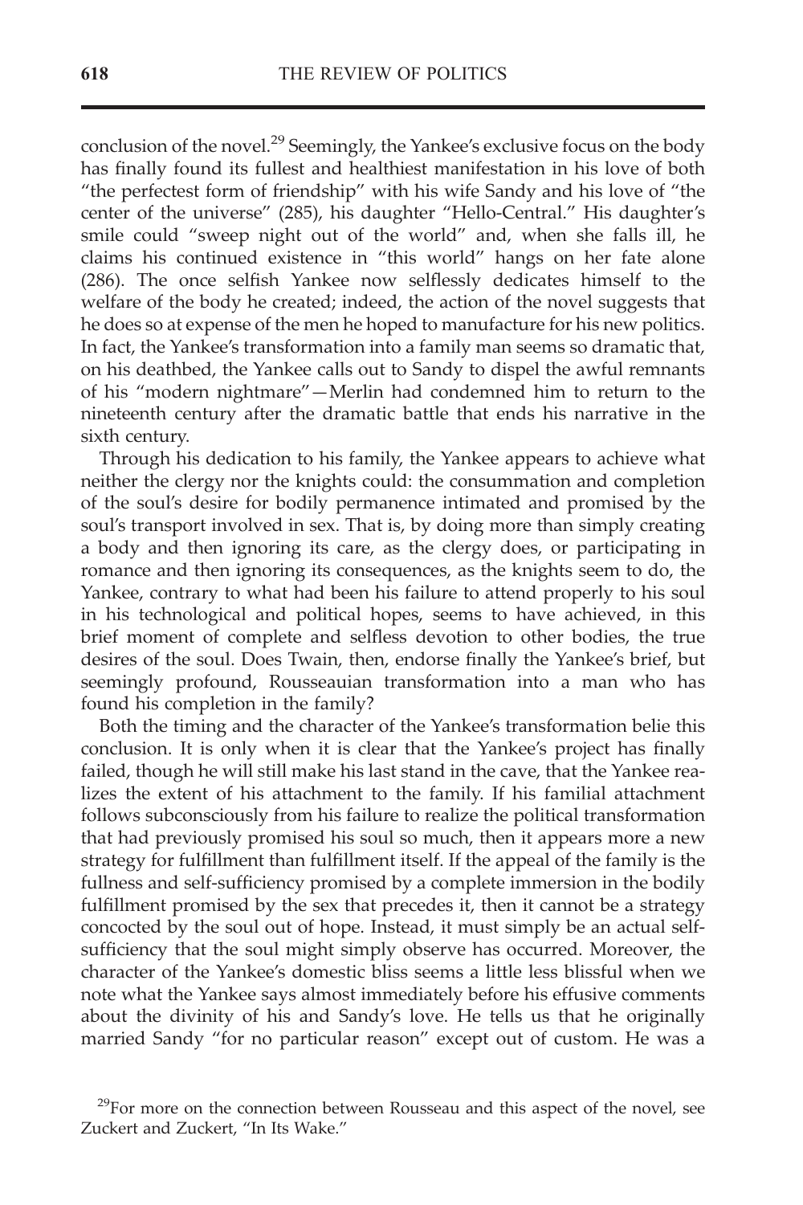conclusion of the novel.[29] Seemingly, the Yankee's exclusive focus on the body has finally found its fullest and healthiest manifestation in his love of both "the perfectest form of friendship" with his wife Sandy and his love of "the center of the universe" (285), his daughter "Hello-Central." His daughter's smile could "sweep night out of the world" and, when she falls ill, he claims his continued existence in "this world" hangs on her fate alone (286). The once selfish Yankee now selflessly dedicates himself to the welfare of the body he created; indeed, the action of the novel suggests that he does so at expense of the men he hoped to manufacture for his new politics. In fact, the Yankee's transformation into a family man seems so dramatic that, on his deathbed, the Yankee calls out to Sandy to dispel the awful remnants of his "modern nightmare"—Merlin had condemned him to return to the nineteenth century after the dramatic battle that ends his narrative in the sixth century.

Through his dedication to his family, the Yankee appears to achieve what neither the clergy nor the knights could: the consummation and completion of the soul's desire for bodily permanence intimated and promised by the soul's transport involved in sex. That is, by doing more than simply creating a body and then ignoring its care, as the clergy does, or participating in romance and then ignoring its consequences, as the knights seem to do, the Yankee, contrary to what had been his failure to attend properly to his soul in his technological and political hopes, seems to have achieved, in this brief moment of complete and selfless devotion to other bodies, the true desires of the soul. Does Twain, then, endorse finally the Yankee's brief, but seemingly profound, Rousseauian transformation into a man who has found his completion in the family?

Both the timing and the character of the Yankee's transformation belie this conclusion. It is only when it is clear that the Yankee's project has finally failed, though he will still make his last stand in the cave, that the Yankee realizes the extent of his attachment to the family. If his familial attachment follows subconsciously from his failure to realize the political transformation that had previously promised his soul so much, then it appears more a new strategy for fulfillment than fulfillment itself. If the appeal of the family is the fullness and self-sufficiency promised by a complete immersion in the bodily fulfillment promised by the sex that precedes it, then it cannot be a strategy concocted by the soul out of hope. Instead, it must simply be an actual self-sufficiency that the soul might simply observe has occurred. Moreover, the character of the Yankee's domestic bliss seems a little less blissful when we note what the Yankee says almost immediately before his effusive comments about the divinity of his and Sandy's love. He tells us that he originally married Sandy "for no particular reason" except out of custom. He was a

[29]For more on the connection between Rousseau and this aspect of the novel, see Zuckert and Zuckert, "In Its Wake."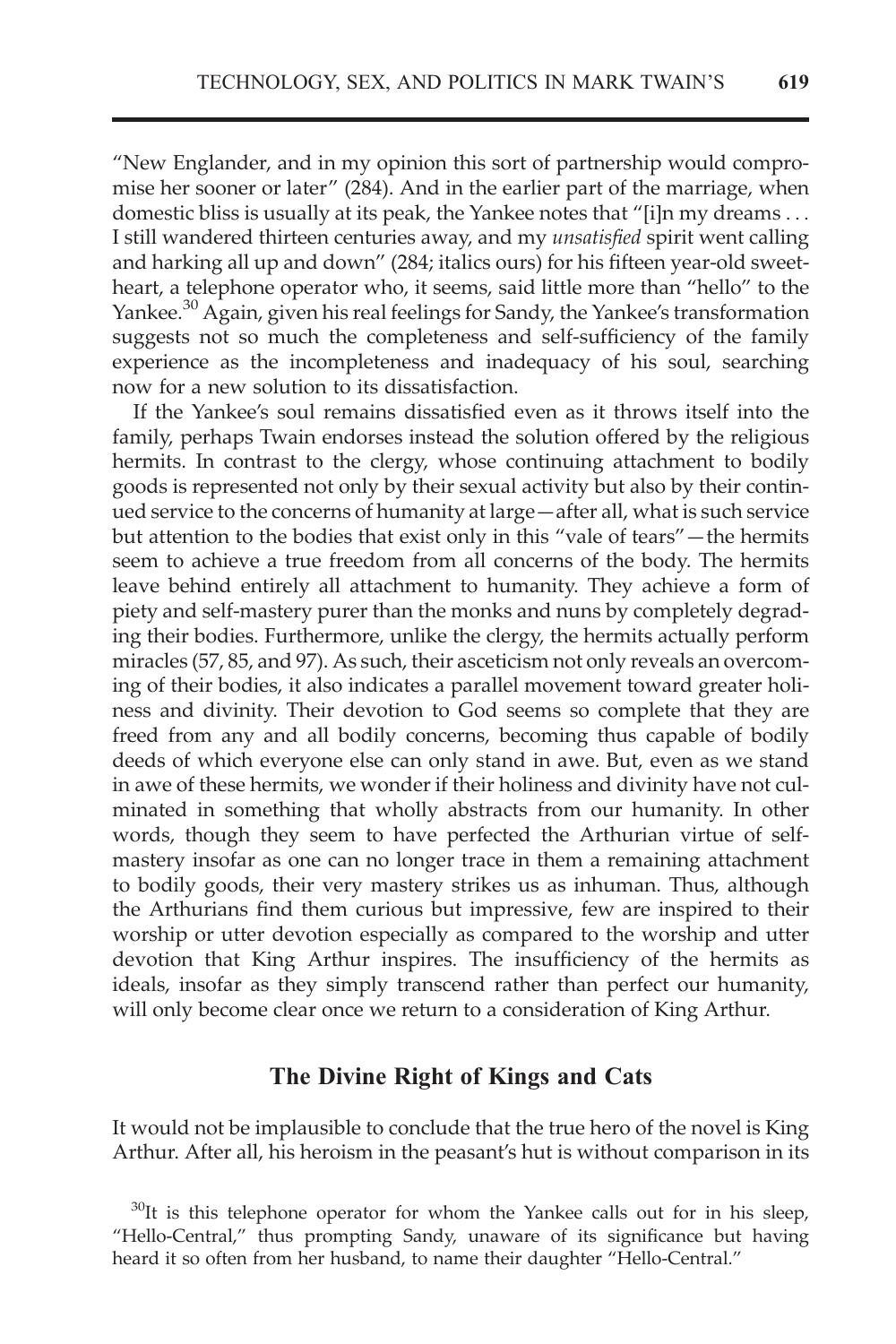"New Englander, and in my opinion this sort of partnership would compromise her sooner or later" (284). And in the earlier part of the marriage, when domestic bliss is usually at its peak, the Yankee notes that "[i]n my dreams . . . I still wandered thirteen centuries away, and my *unsatisfied* spirit went calling and harking all up and down" (284; italics ours) for his fifteen year-old sweetheart, a telephone operator who, it seems, said little more than "hello" to the Yankee.[30] Again, given his real feelings for Sandy, the Yankee's transformation suggests not so much the completeness and self-sufficiency of the family experience as the incompleteness and inadequacy of his soul, searching now for a new solution to its dissatisfaction.

If the Yankee's soul remains dissatisfied even as it throws itself into the family, perhaps Twain endorses instead the solution offered by the religious hermits. In contrast to the clergy, whose continuing attachment to bodily goods is represented not only by their sexual activity but also by their continued service to the concerns of humanity at large—after all, what is such service but attention to the bodies that exist only in this "vale of tears"—the hermits seem to achieve a true freedom from all concerns of the body. The hermits leave behind entirely all attachment to humanity. They achieve a form of piety and self-mastery purer than the monks and nuns by completely degrading their bodies. Furthermore, unlike the clergy, the hermits actually perform miracles (57, 85, and 97). As such, their asceticism not only reveals an overcoming of their bodies, it also indicates a parallel movement toward greater holiness and divinity. Their devotion to God seems so complete that they are freed from any and all bodily concerns, becoming thus capable of bodily deeds of which everyone else can only stand in awe. But, even as we stand in awe of these hermits, we wonder if their holiness and divinity have not culminated in something that wholly abstracts from our humanity. In other words, though they seem to have perfected the Arthurian virtue of self-mastery insofar as one can no longer trace in them a remaining attachment to bodily goods, their very mastery strikes us as inhuman. Thus, although the Arthurians find them curious but impressive, few are inspired to their worship or utter devotion especially as compared to the worship and utter devotion that King Arthur inspires. The insufficiency of the hermits as ideals, insofar as they simply transcend rather than perfect our humanity, will only become clear once we return to a consideration of King Arthur.

## The Divine Right of Kings and Cats

It would not be implausible to conclude that the true hero of the novel is King Arthur. After all, his heroism in the peasant's hut is without comparison in its

[30] It is this telephone operator for whom the Yankee calls out for in his sleep, "Hello-Central," thus prompting Sandy, unaware of its significance but having heard it so often from her husband, to name their daughter "Hello-Central."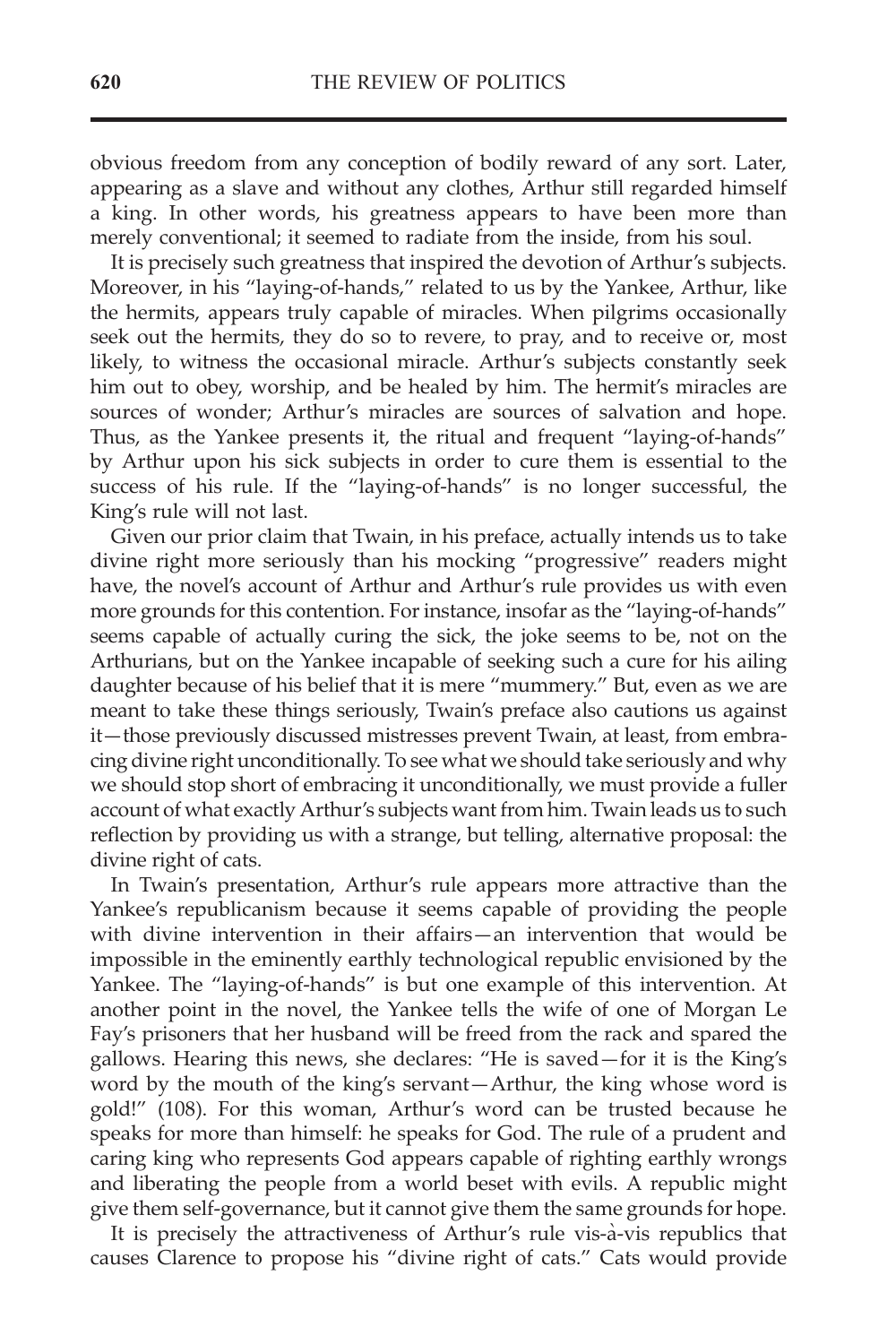obvious freedom from any conception of bodily reward of any sort. Later, appearing as a slave and without any clothes, Arthur still regarded himself a king. In other words, his greatness appears to have been more than merely conventional; it seemed to radiate from the inside, from his soul.

It is precisely such greatness that inspired the devotion of Arthur's subjects. Moreover, in his "laying-of-hands," related to us by the Yankee, Arthur, like the hermits, appears truly capable of miracles. When pilgrims occasionally seek out the hermits, they do so to revere, to pray, and to receive or, most likely, to witness the occasional miracle. Arthur's subjects constantly seek him out to obey, worship, and be healed by him. The hermit's miracles are sources of wonder; Arthur's miracles are sources of salvation and hope. Thus, as the Yankee presents it, the ritual and frequent "laying-of-hands" by Arthur upon his sick subjects in order to cure them is essential to the success of his rule. If the "laying-of-hands" is no longer successful, the King's rule will not last.

Given our prior claim that Twain, in his preface, actually intends us to take divine right more seriously than his mocking "progressive" readers might have, the novel's account of Arthur and Arthur's rule provides us with even more grounds for this contention. For instance, insofar as the "laying-of-hands" seems capable of actually curing the sick, the joke seems to be, not on the Arthurians, but on the Yankee incapable of seeking such a cure for his ailing daughter because of his belief that it is mere "mummery." But, even as we are meant to take these things seriously, Twain's preface also cautions us against it—those previously discussed mistresses prevent Twain, at least, from embracing divine right unconditionally. To see what we should take seriously and why we should stop short of embracing it unconditionally, we must provide a fuller account of what exactly Arthur's subjects want from him. Twain leads us to such reflection by providing us with a strange, but telling, alternative proposal: the divine right of cats.

In Twain's presentation, Arthur's rule appears more attractive than the Yankee's republicanism because it seems capable of providing the people with divine intervention in their affairs—an intervention that would be impossible in the eminently earthly technological republic envisioned by the Yankee. The "laying-of-hands" is but one example of this intervention. At another point in the novel, the Yankee tells the wife of one of Morgan Le Fay's prisoners that her husband will be freed from the rack and spared the gallows. Hearing this news, she declares: "He is saved—for it is the King's word by the mouth of the king's servant—Arthur, the king whose word is gold!" (108). For this woman, Arthur's word can be trusted because he speaks for more than himself: he speaks for God. The rule of a prudent and caring king who represents God appears capable of righting earthly wrongs and liberating the people from a world beset with evils. A republic might give them self-governance, but it cannot give them the same grounds for hope.

It is precisely the attractiveness of Arthur's rule vis-à-vis republics that causes Clarence to propose his "divine right of cats." Cats would provide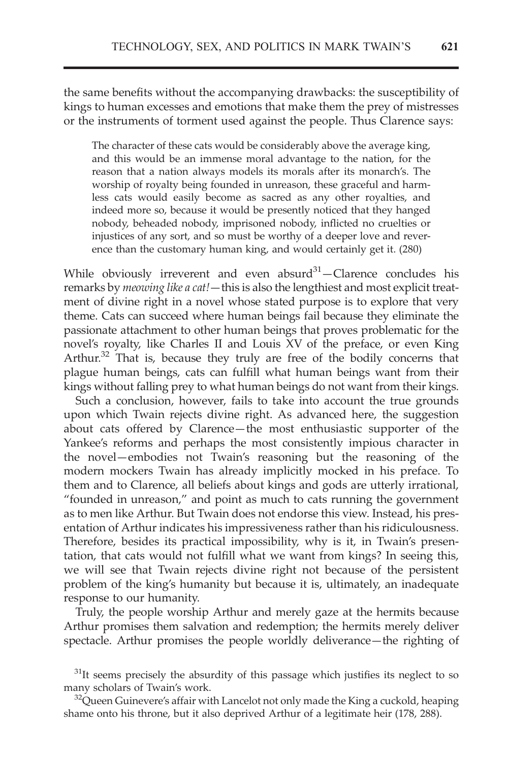the same benefits without the accompanying drawbacks: the susceptibility of kings to human excesses and emotions that make them the prey of mistresses or the instruments of torment used against the people. Thus Clarence says:

> The character of these cats would be considerably above the average king, and this would be an immense moral advantage to the nation, for the reason that a nation always models its morals after its monarch's. The worship of royalty being founded in unreason, these graceful and harmless cats would easily become as sacred as any other royalties, and indeed more so, because it would be presently noticed that they hanged nobody, beheaded nobody, imprisoned nobody, inflicted no cruelties or injustices of any sort, and so must be worthy of a deeper love and reverence than the customary human king, and would certainly get it. (280)

While obviously irreverent and even absurd[31]—Clarence concludes his remarks by *meowing like a cat!*—this is also the lengthiest and most explicit treatment of divine right in a novel whose stated purpose is to explore that very theme. Cats can succeed where human beings fail because they eliminate the passionate attachment to other human beings that proves problematic for the novel's royalty, like Charles II and Louis XV of the preface, or even King Arthur.[32] That is, because they truly are free of the bodily concerns that plague human beings, cats can fulfill what human beings want from their kings without falling prey to what human beings do not want from their kings.

Such a conclusion, however, fails to take into account the true grounds upon which Twain rejects divine right. As advanced here, the suggestion about cats offered by Clarence—the most enthusiastic supporter of the Yankee's reforms and perhaps the most consistently impious character in the novel—embodies not Twain's reasoning but the reasoning of the modern mockers Twain has already implicitly mocked in his preface. To them and to Clarence, all beliefs about kings and gods are utterly irrational, "founded in unreason," and point as much to cats running the government as to men like Arthur. But Twain does not endorse this view. Instead, his presentation of Arthur indicates his impressiveness rather than his ridiculousness. Therefore, besides its practical impossibility, why is it, in Twain's presentation, that cats would not fulfill what we want from kings? In seeing this, we will see that Twain rejects divine right not because of the persistent problem of the king's humanity but because it is, ultimately, an inadequate response to our humanity.

Truly, the people worship Arthur and merely gaze at the hermits because Arthur promises them salvation and redemption; the hermits merely deliver spectacle. Arthur promises the people worldly deliverance—the righting of

[31]It seems precisely the absurdity of this passage which justifies its neglect to so many scholars of Twain's work.

[32]Queen Guinevere's affair with Lancelot not only made the King a cuckold, heaping shame onto his throne, but it also deprived Arthur of a legitimate heir (178, 288).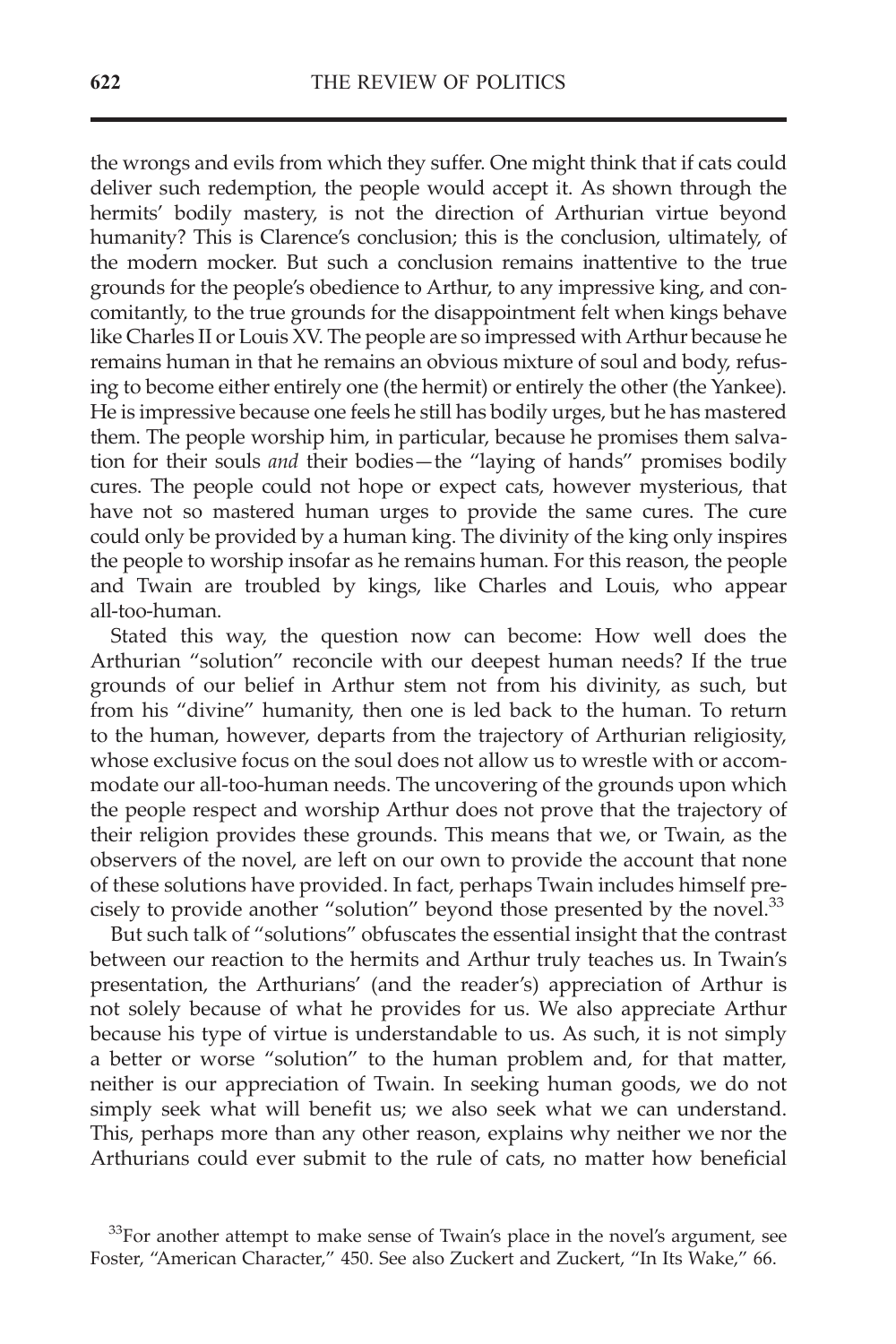the wrongs and evils from which they suffer. One might think that if cats could deliver such redemption, the people would accept it. As shown through the hermits' bodily mastery, is not the direction of Arthurian virtue beyond humanity? This is Clarence's conclusion; this is the conclusion, ultimately, of the modern mocker. But such a conclusion remains inattentive to the true grounds for the people's obedience to Arthur, to any impressive king, and concomitantly, to the true grounds for the disappointment felt when kings behave like Charles II or Louis XV. The people are so impressed with Arthur because he remains human in that he remains an obvious mixture of soul and body, refusing to become either entirely one (the hermit) or entirely the other (the Yankee). He is impressive because one feels he still has bodily urges, but he has mastered them. The people worship him, in particular, because he promises them salvation for their souls *and* their bodies—the "laying of hands" promises bodily cures. The people could not hope or expect cats, however mysterious, that have not so mastered human urges to provide the same cures. The cure could only be provided by a human king. The divinity of the king only inspires the people to worship insofar as he remains human. For this reason, the people and Twain are troubled by kings, like Charles and Louis, who appear all-too-human.

Stated this way, the question now can become: How well does the Arthurian "solution" reconcile with our deepest human needs? If the true grounds of our belief in Arthur stem not from his divinity, as such, but from his "divine" humanity, then one is led back to the human. To return to the human, however, departs from the trajectory of Arthurian religiosity, whose exclusive focus on the soul does not allow us to wrestle with or accommodate our all-too-human needs. The uncovering of the grounds upon which the people respect and worship Arthur does not prove that the trajectory of their religion provides these grounds. This means that we, or Twain, as the observers of the novel, are left on our own to provide the account that none of these solutions have provided. In fact, perhaps Twain includes himself precisely to provide another "solution" beyond those presented by the novel.[33]

But such talk of "solutions" obfuscates the essential insight that the contrast between our reaction to the hermits and Arthur truly teaches us. In Twain's presentation, the Arthurians' (and the reader's) appreciation of Arthur is not solely because of what he provides for us. We also appreciate Arthur because his type of virtue is understandable to us. As such, it is not simply a better or worse "solution" to the human problem and, for that matter, neither is our appreciation of Twain. In seeking human goods, we do not simply seek what will benefit us; we also seek what we can understand. This, perhaps more than any other reason, explains why neither we nor the Arthurians could ever submit to the rule of cats, no matter how beneficial

[33]For another attempt to make sense of Twain's place in the novel's argument, see Foster, "American Character," 450. See also Zuckert and Zuckert, "In Its Wake," 66.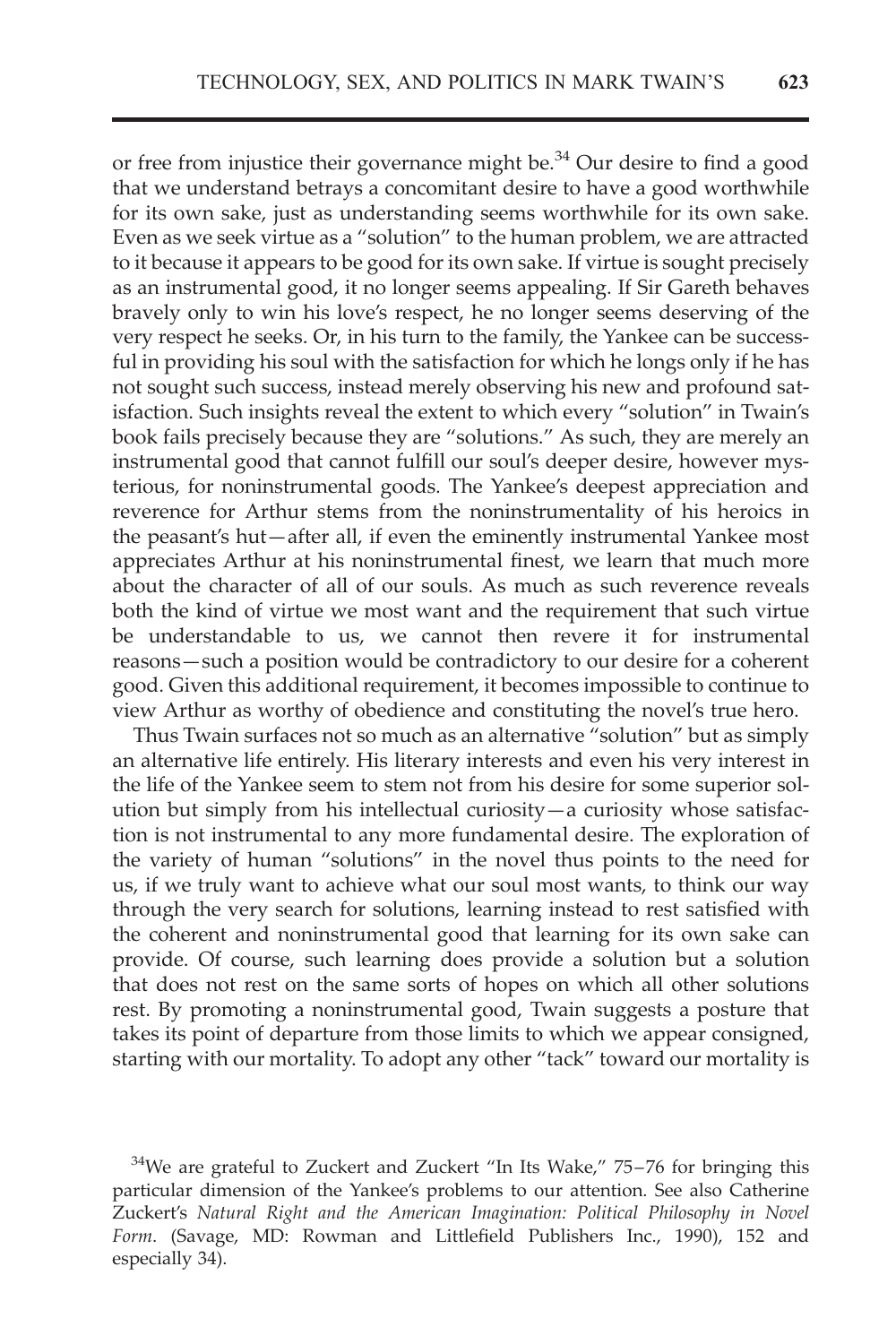or free from injustice their governance might be.[34] Our desire to find a good that we understand betrays a concomitant desire to have a good worthwhile for its own sake, just as understanding seems worthwhile for its own sake. Even as we seek virtue as a "solution" to the human problem, we are attracted to it because it appears to be good for its own sake. If virtue is sought precisely as an instrumental good, it no longer seems appealing. If Sir Gareth behaves bravely only to win his love's respect, he no longer seems deserving of the very respect he seeks. Or, in his turn to the family, the Yankee can be successful in providing his soul with the satisfaction for which he longs only if he has not sought such success, instead merely observing his new and profound satisfaction. Such insights reveal the extent to which every "solution" in Twain's book fails precisely because they are "solutions." As such, they are merely an instrumental good that cannot fulfill our soul's deeper desire, however mysterious, for noninstrumental goods. The Yankee's deepest appreciation and reverence for Arthur stems from the noninstrumentality of his heroics in the peasant's hut—after all, if even the eminently instrumental Yankee most appreciates Arthur at his noninstrumental finest, we learn that much more about the character of all of our souls. As much as such reverence reveals both the kind of virtue we most want and the requirement that such virtue be understandable to us, we cannot then revere it for instrumental reasons—such a position would be contradictory to our desire for a coherent good. Given this additional requirement, it becomes impossible to continue to view Arthur as worthy of obedience and constituting the novel's true hero.

Thus Twain surfaces not so much as an alternative "solution" but as simply an alternative life entirely. His literary interests and even his very interest in the life of the Yankee seem to stem not from his desire for some superior solution but simply from his intellectual curiosity—a curiosity whose satisfaction is not instrumental to any more fundamental desire. The exploration of the variety of human "solutions" in the novel thus points to the need for us, if we truly want to achieve what our soul most wants, to think our way through the very search for solutions, learning instead to rest satisfied with the coherent and noninstrumental good that learning for its own sake can provide. Of course, such learning does provide a solution but a solution that does not rest on the same sorts of hopes on which all other solutions rest. By promoting a noninstrumental good, Twain suggests a posture that takes its point of departure from those limits to which we appear consigned, starting with our mortality. To adopt any other "tack" toward our mortality is

[34]We are grateful to Zuckert and Zuckert "In Its Wake," 75–76 for bringing this particular dimension of the Yankee's problems to our attention. See also Catherine Zuckert's *Natural Right and the American Imagination: Political Philosophy in Novel Form*. (Savage, MD: Rowman and Littlefield Publishers Inc., 1990), 152 and especially 34).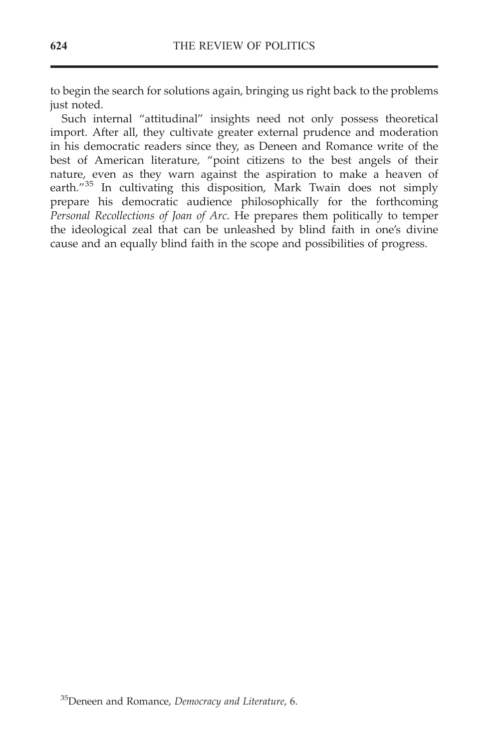to begin the search for solutions again, bringing us right back to the problems just noted.

Such internal "attitudinal" insights need not only possess theoretical import. After all, they cultivate greater external prudence and moderation in his democratic readers since they, as Deneen and Romance write of the best of American literature, "point citizens to the best angels of their nature, even as they warn against the aspiration to make a heaven of earth."[35] In cultivating this disposition, Mark Twain does not simply prepare his democratic audience philosophically for the forthcoming *Personal Recollections of Joan of Arc*. He prepares them politically to temper the ideological zeal that can be unleashed by blind faith in one's divine cause and an equally blind faith in the scope and possibilities of progress.

[35]Deneen and Romance, *Democracy and Literature*, 6.